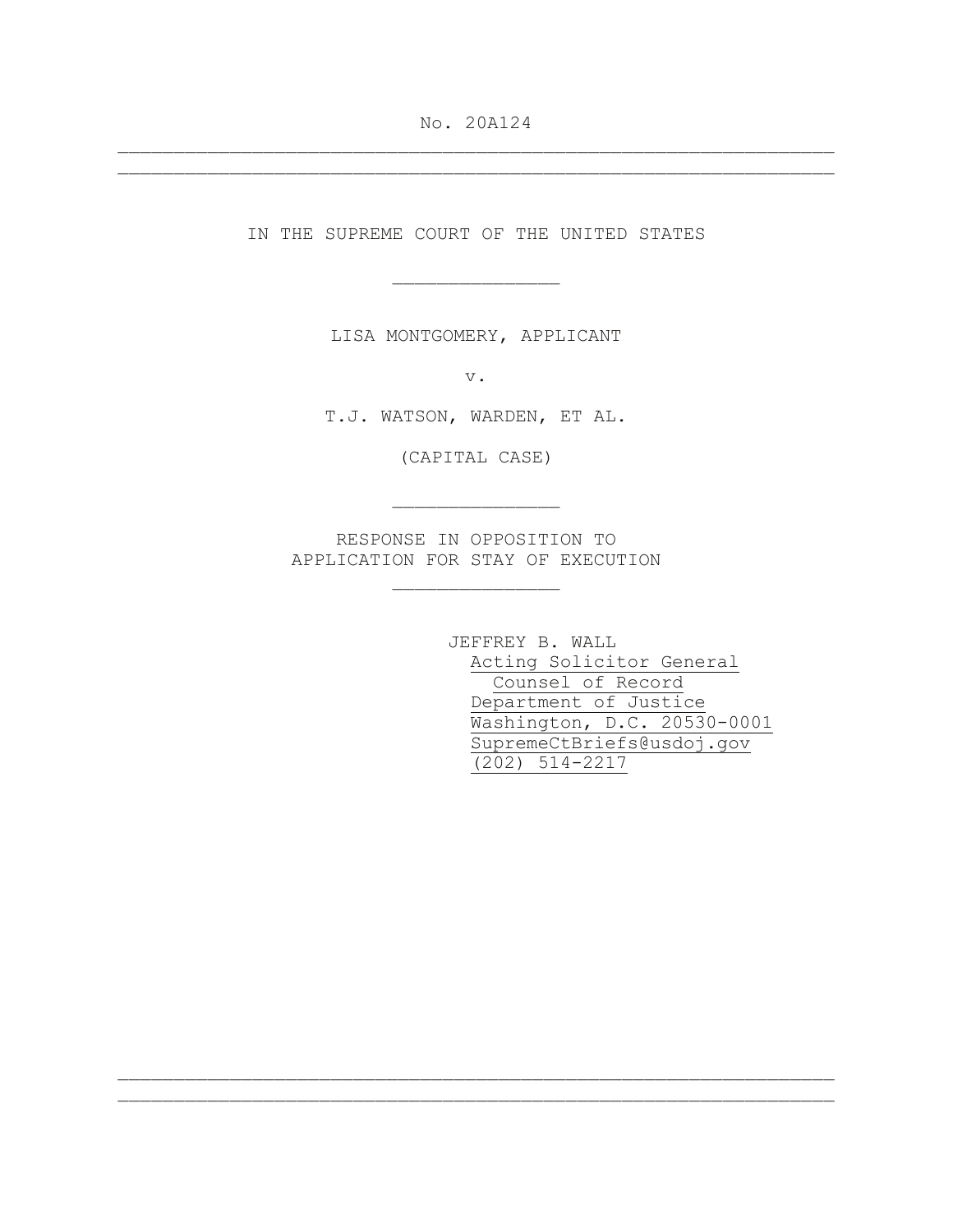No. 20A124

---

IN THE SUPREME COURT OF THE UNITED STATES

---

LISA MONTGOMERY, APPLICANT

v.

T.J. WATSON, WARDEN, ET AL.

(CAPITAL CASE)

---

RESPONSE IN OPPOSITION TO
APPLICATION FOR STAY OF EXECUTION

---

JEFFREY B. WALL
Acting Solicitor General
Counsel of Record
Department of Justice
Washington, D.C. 20530-0001
SupremeCtBriefs@usdoj.gov
(202) 514-2217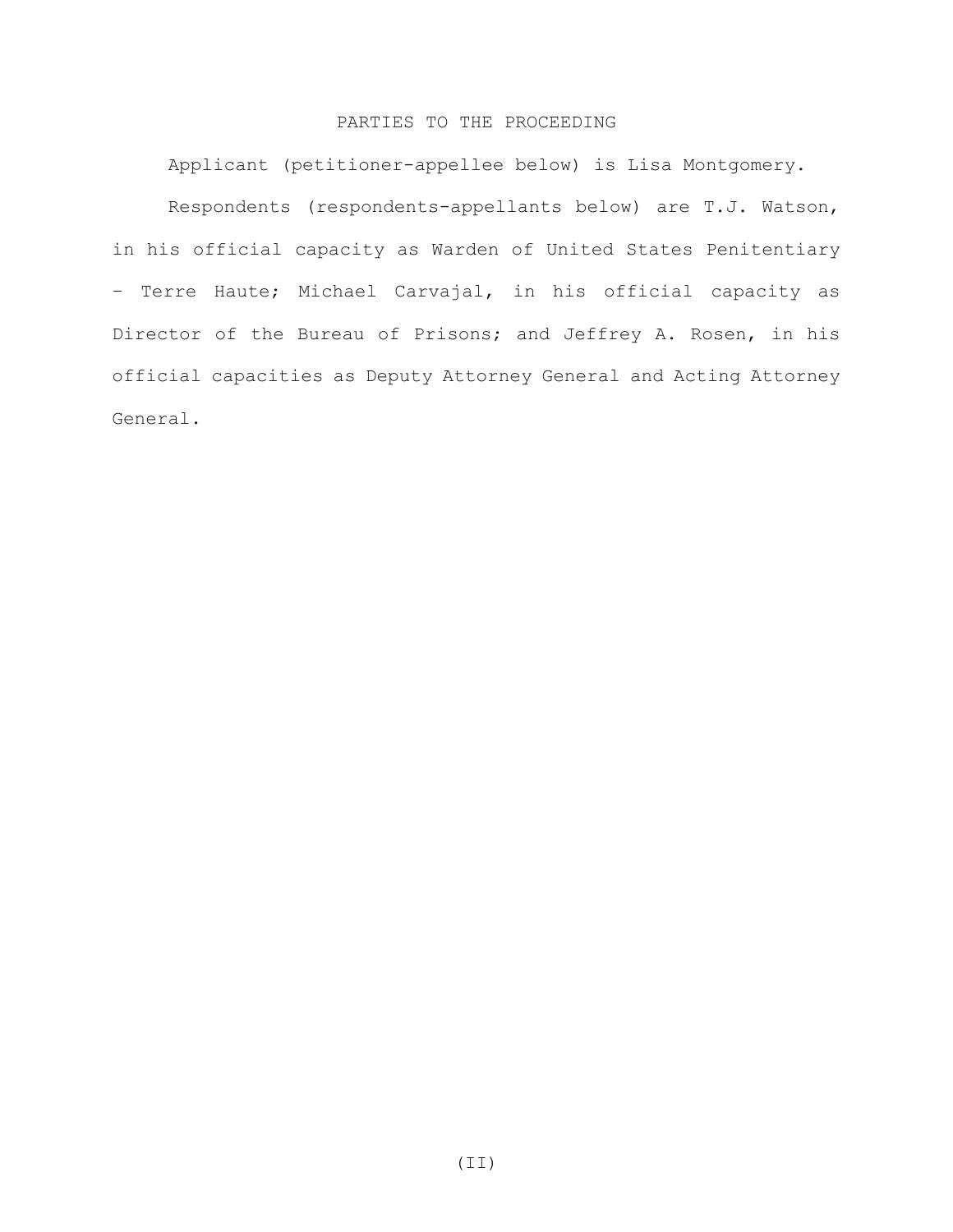## PARTIES TO THE PROCEEDING

Applicant (petitioner-appellee below) is Lisa Montgomery.

Respondents (respondents-appellants below) are T.J. Watson, in his official capacity as Warden of United States Penitentiary – Terre Haute; Michael Carvajal, in his official capacity as Director of the Bureau of Prisons; and Jeffrey A. Rosen, in his official capacities as Deputy Attorney General and Acting Attorney General.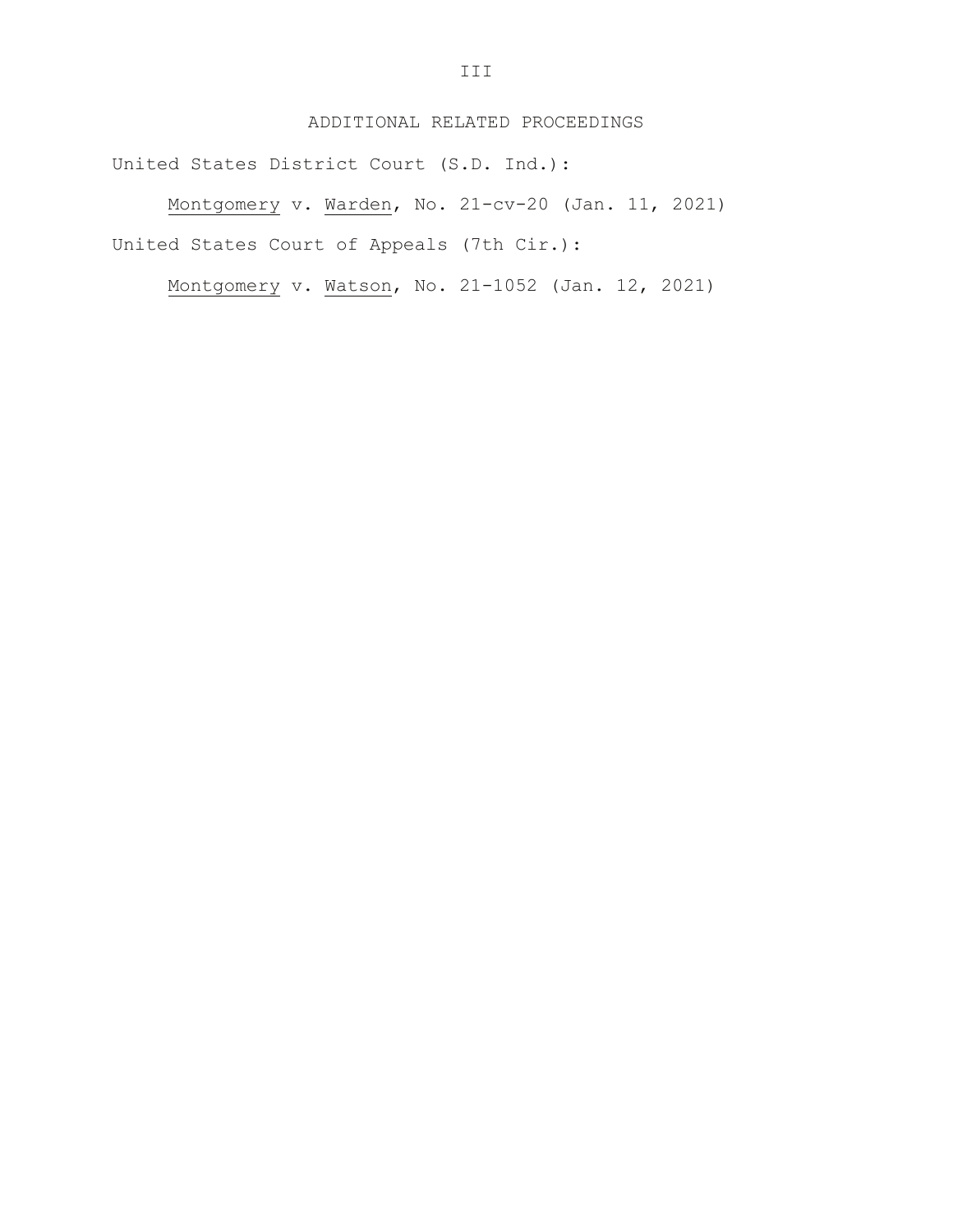## ADDITIONAL RELATED PROCEEDINGS

United States District Court (S.D. Ind.):

*Montgomery* v. *Warden*, No. 21-cv-20 (Jan. 11, 2021)

United States Court of Appeals (7th Cir.):

*Montgomery* v. *Watson*, No. 21-1052 (Jan. 12, 2021)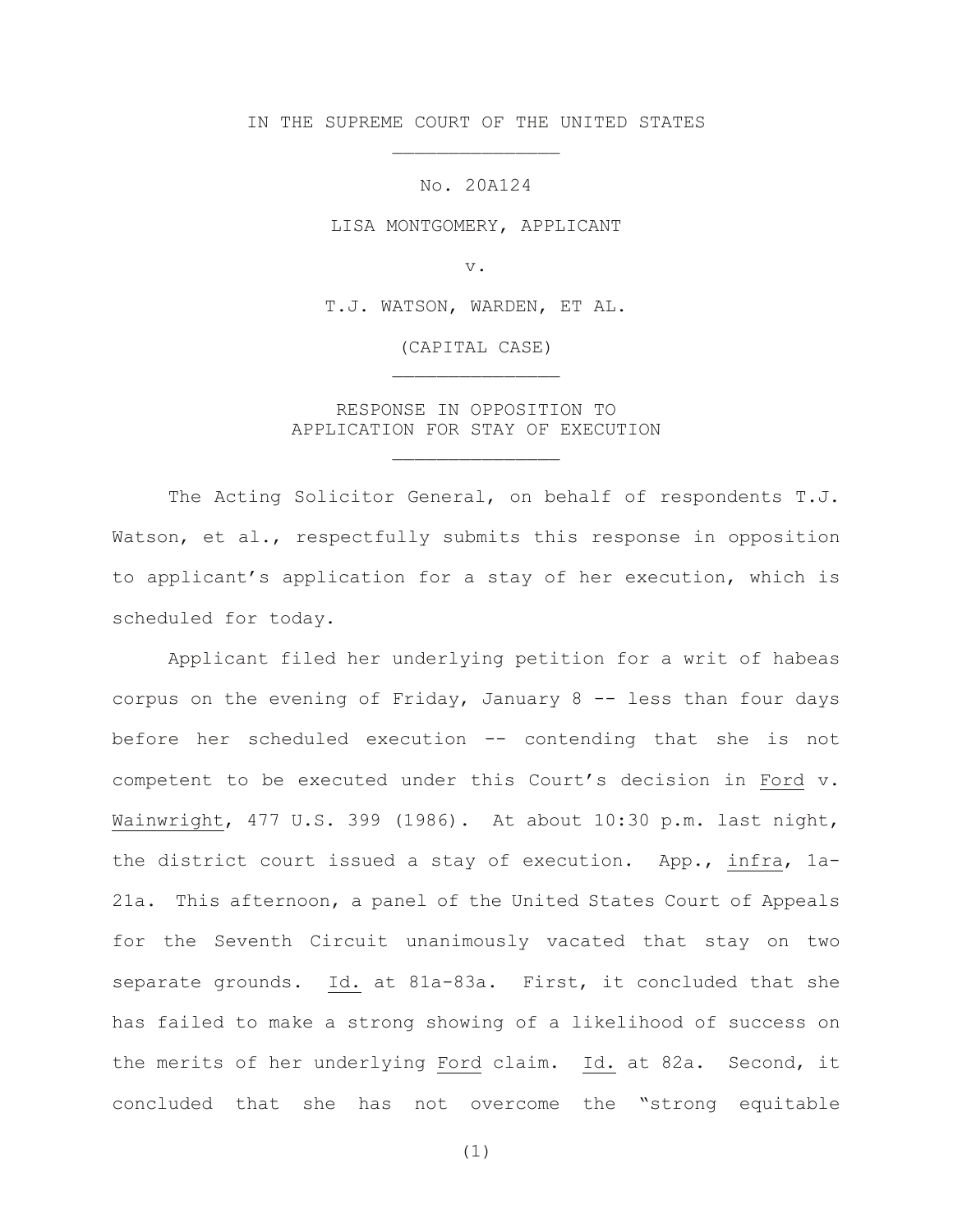IN THE SUPREME COURT OF THE UNITED STATES

---

No. 20A124

LISA MONTGOMERY, APPLICANT

v.

T.J. WATSON, WARDEN, ET AL.

(CAPITAL CASE)

---

RESPONSE IN OPPOSITION TO
APPLICATION FOR STAY OF EXECUTION

---

The Acting Solicitor General, on behalf of respondents T.J. Watson, et al., respectfully submits this response in opposition to applicant's application for a stay of her execution, which is scheduled for today.

Applicant filed her underlying petition for a writ of habeas corpus on the evening of Friday, January 8 -- less than four days before her scheduled execution -- contending that she is not competent to be executed under this Court's decision in Ford v. Wainwright, 477 U.S. 399 (1986). At about 10:30 p.m. last night, the district court issued a stay of execution. App., infra, 1a-21a. This afternoon, a panel of the United States Court of Appeals for the Seventh Circuit unanimously vacated that stay on two separate grounds. Id. at 81a-83a. First, it concluded that she has failed to make a strong showing of a likelihood of success on the merits of her underlying Ford claim. Id. at 82a. Second, it concluded that she has not overcome the "strong equitable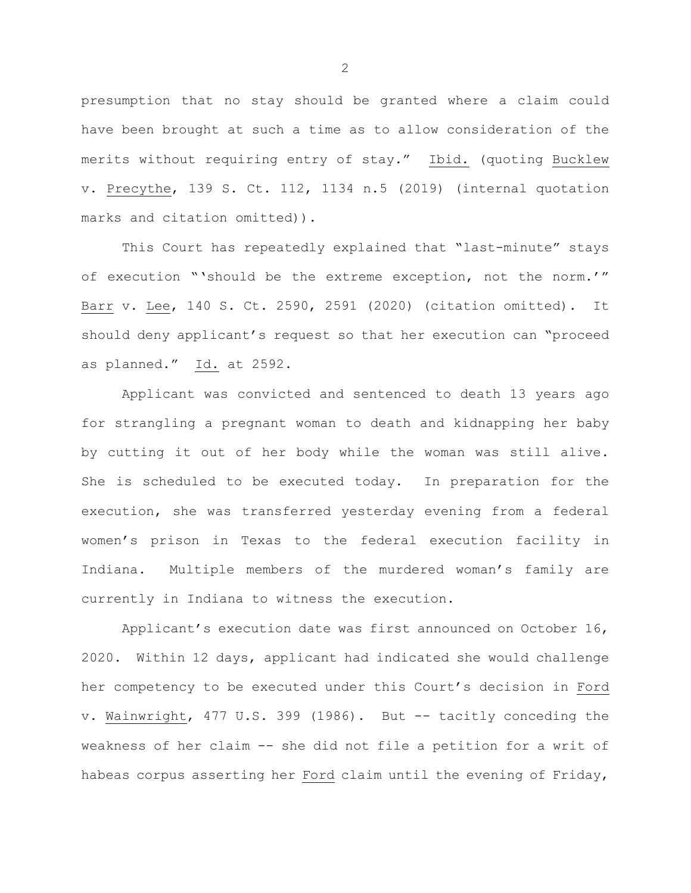presumption that no stay should be granted where a claim could have been brought at such a time as to allow consideration of the merits without requiring entry of stay." Ibid. (quoting Bucklew v. Precythe, 139 S. Ct. 112, 1134 n.5 (2019) (internal quotation marks and citation omitted)).

This Court has repeatedly explained that "last-minute" stays of execution "'should be the extreme exception, not the norm.'" Barr v. Lee, 140 S. Ct. 2590, 2591 (2020) (citation omitted). It should deny applicant's request so that her execution can "proceed as planned." Id. at 2592.

Applicant was convicted and sentenced to death 13 years ago for strangling a pregnant woman to death and kidnapping her baby by cutting it out of her body while the woman was still alive. She is scheduled to be executed today. In preparation for the execution, she was transferred yesterday evening from a federal women's prison in Texas to the federal execution facility in Indiana. Multiple members of the murdered woman's family are currently in Indiana to witness the execution.

Applicant's execution date was first announced on October 16, 2020. Within 12 days, applicant had indicated she would challenge her competency to be executed under this Court's decision in Ford v. Wainwright, 477 U.S. 399 (1986). But -- tacitly conceding the weakness of her claim -- she did not file a petition for a writ of habeas corpus asserting her Ford claim until the evening of Friday,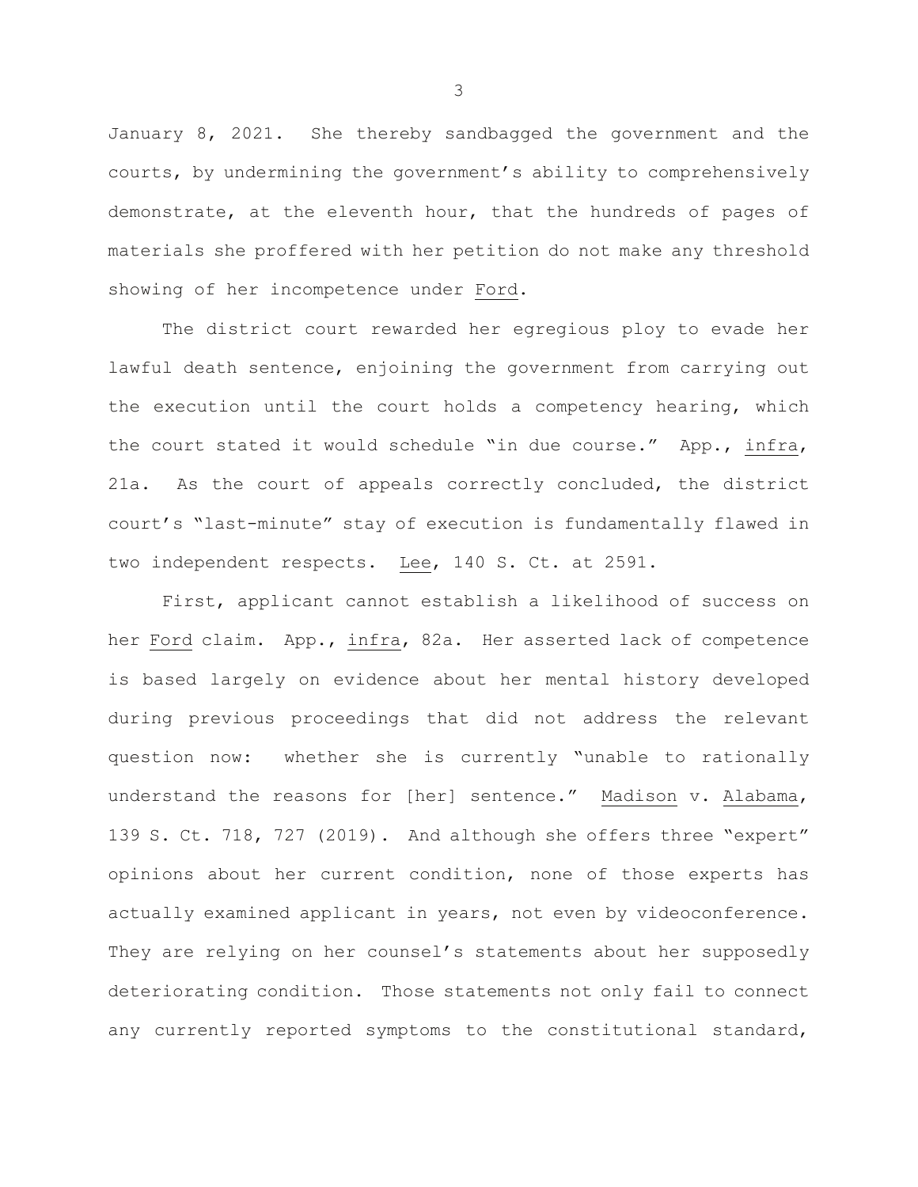January 8, 2021. She thereby sandbagged the government and the courts, by undermining the government's ability to comprehensively demonstrate, at the eleventh hour, that the hundreds of pages of materials she proffered with her petition do not make any threshold showing of her incompetence under Ford.

The district court rewarded her egregious ploy to evade her lawful death sentence, enjoining the government from carrying out the execution until the court holds a competency hearing, which the court stated it would schedule "in due course." App., infra, 21a. As the court of appeals correctly concluded, the district court's "last-minute" stay of execution is fundamentally flawed in two independent respects. Lee, 140 S. Ct. at 2591.

First, applicant cannot establish a likelihood of success on her Ford claim. App., infra, 82a. Her asserted lack of competence is based largely on evidence about her mental history developed during previous proceedings that did not address the relevant question now: whether she is currently "unable to rationally understand the reasons for [her] sentence." Madison v. Alabama, 139 S. Ct. 718, 727 (2019). And although she offers three "expert" opinions about her current condition, none of those experts has actually examined applicant in years, not even by videoconference. They are relying on her counsel's statements about her supposedly deteriorating condition. Those statements not only fail to connect any currently reported symptoms to the constitutional standard,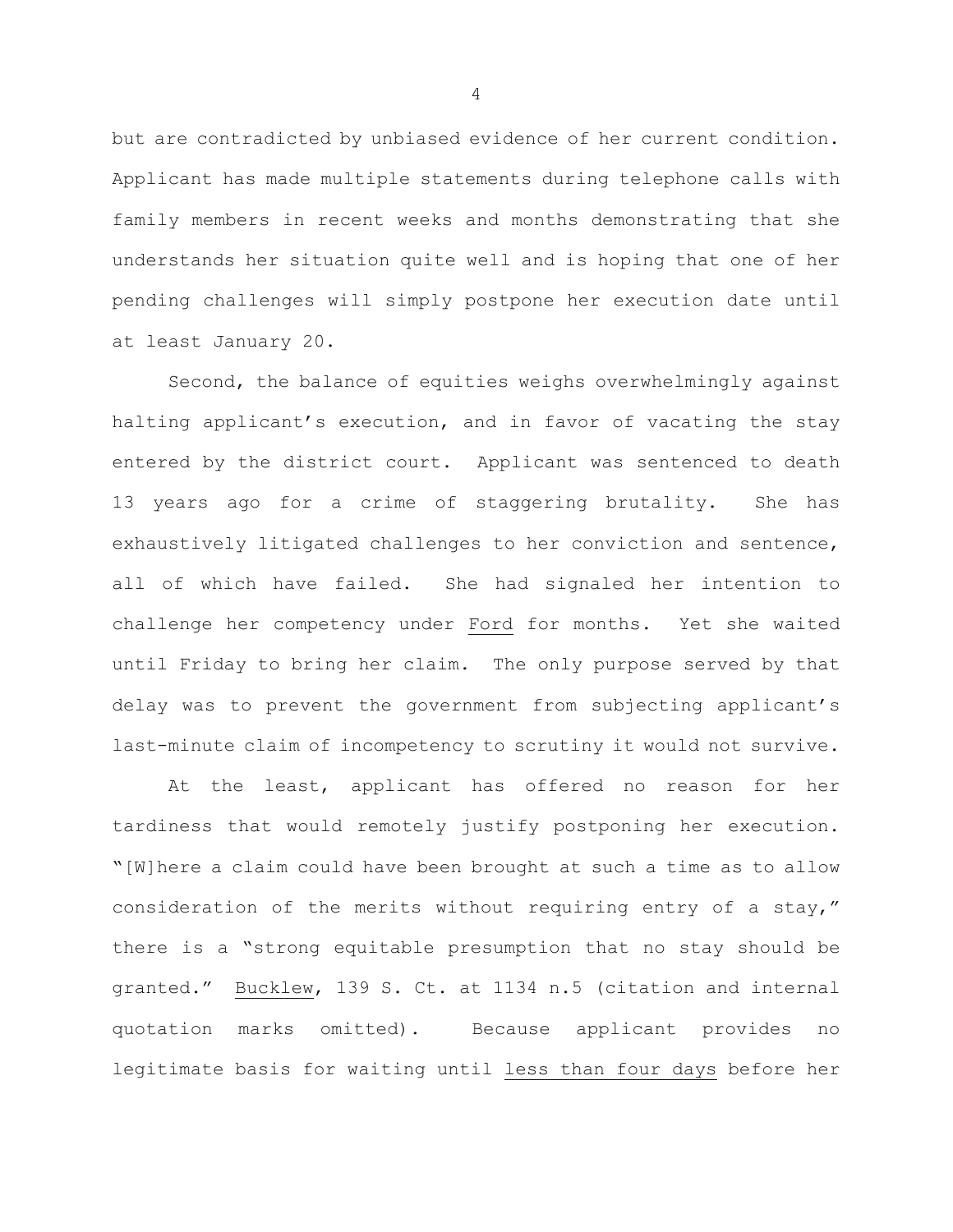but are contradicted by unbiased evidence of her current condition. Applicant has made multiple statements during telephone calls with family members in recent weeks and months demonstrating that she understands her situation quite well and is hoping that one of her pending challenges will simply postpone her execution date until at least January 20.

Second, the balance of equities weighs overwhelmingly against halting applicant's execution, and in favor of vacating the stay entered by the district court. Applicant was sentenced to death 13 years ago for a crime of staggering brutality. She has exhaustively litigated challenges to her conviction and sentence, all of which have failed. She had signaled her intention to challenge her competency under Ford for months. Yet she waited until Friday to bring her claim. The only purpose served by that delay was to prevent the government from subjecting applicant's last-minute claim of incompetency to scrutiny it would not survive.

At the least, applicant has offered no reason for her tardiness that would remotely justify postponing her execution. "[W]here a claim could have been brought at such a time as to allow consideration of the merits without requiring entry of a stay," there is a "strong equitable presumption that no stay should be granted." Bucklew, 139 S. Ct. at 1134 n.5 (citation and internal quotation marks omitted). Because applicant provides no legitimate basis for waiting until less than four days before her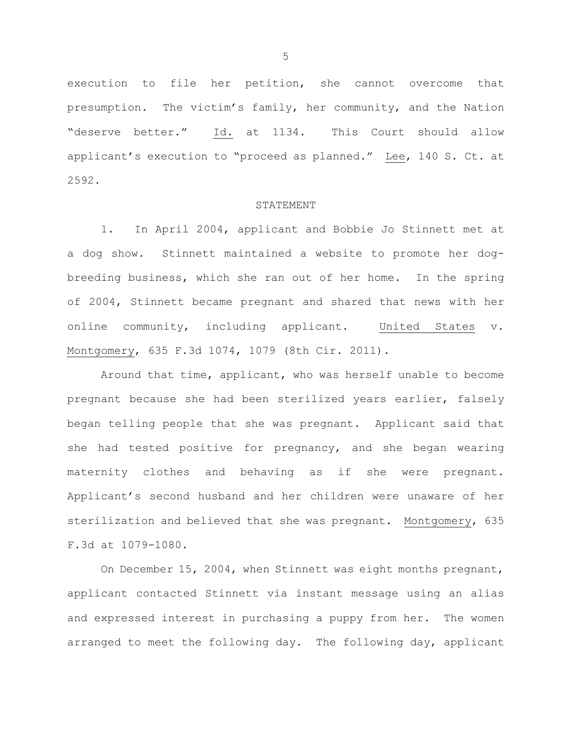execution to file her petition, she cannot overcome that presumption. The victim's family, her community, and the Nation "deserve better." Id. at 1134. This Court should allow applicant's execution to "proceed as planned." Lee, 140 S. Ct. at 2592.

## STATEMENT

1. In April 2004, applicant and Bobbie Jo Stinnett met at a dog show. Stinnett maintained a website to promote her dog-breeding business, which she ran out of her home. In the spring of 2004, Stinnett became pregnant and shared that news with her online community, including applicant. United States v. Montgomery, 635 F.3d 1074, 1079 (8th Cir. 2011).

Around that time, applicant, who was herself unable to become pregnant because she had been sterilized years earlier, falsely began telling people that she was pregnant. Applicant said that she had tested positive for pregnancy, and she began wearing maternity clothes and behaving as if she were pregnant. Applicant's second husband and her children were unaware of her sterilization and believed that she was pregnant. Montgomery, 635 F.3d at 1079-1080.

On December 15, 2004, when Stinnett was eight months pregnant, applicant contacted Stinnett via instant message using an alias and expressed interest in purchasing a puppy from her. The women arranged to meet the following day. The following day, applicant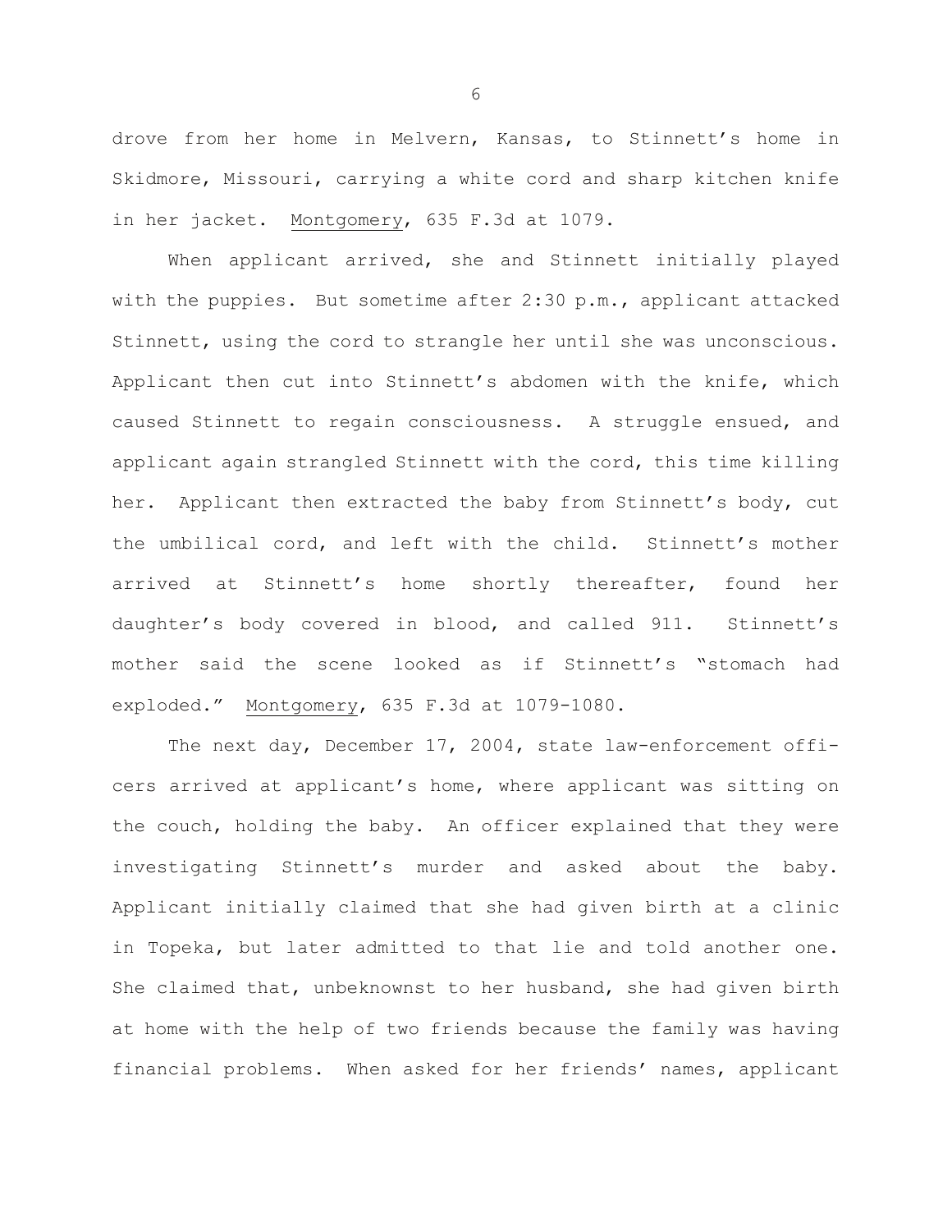drove from her home in Melvern, Kansas, to Stinnett's home in Skidmore, Missouri, carrying a white cord and sharp kitchen knife in her jacket. Montgomery, 635 F.3d at 1079.

When applicant arrived, she and Stinnett initially played with the puppies. But sometime after 2:30 p.m., applicant attacked Stinnett, using the cord to strangle her until she was unconscious. Applicant then cut into Stinnett's abdomen with the knife, which caused Stinnett to regain consciousness. A struggle ensued, and applicant again strangled Stinnett with the cord, this time killing her. Applicant then extracted the baby from Stinnett's body, cut the umbilical cord, and left with the child. Stinnett's mother arrived at Stinnett's home shortly thereafter, found her daughter's body covered in blood, and called 911. Stinnett's mother said the scene looked as if Stinnett's "stomach had exploded." Montgomery, 635 F.3d at 1079-1080.

The next day, December 17, 2004, state law-enforcement officers arrived at applicant's home, where applicant was sitting on the couch, holding the baby. An officer explained that they were investigating Stinnett's murder and asked about the baby. Applicant initially claimed that she had given birth at a clinic in Topeka, but later admitted to that lie and told another one. She claimed that, unbeknownst to her husband, she had given birth at home with the help of two friends because the family was having financial problems. When asked for her friends' names, applicant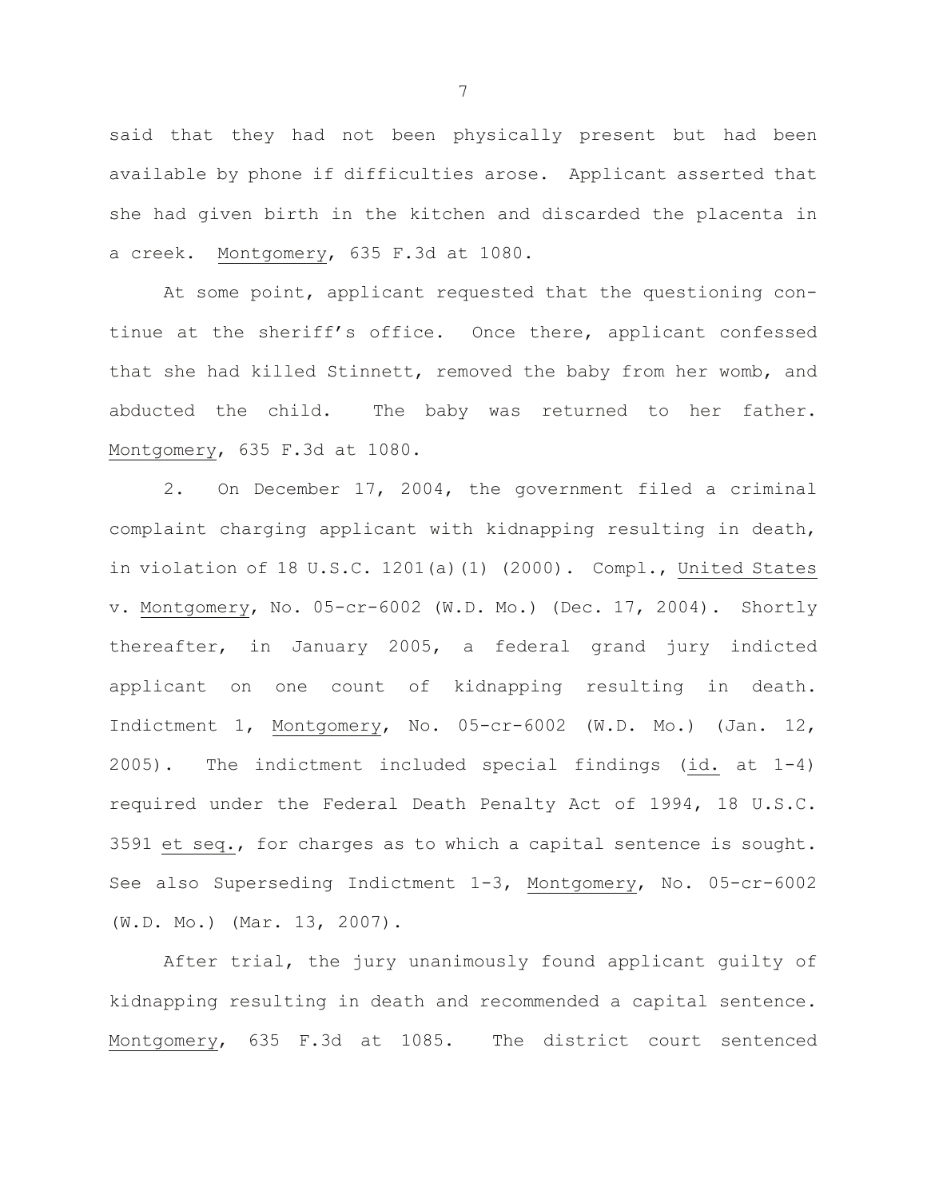said that they had not been physically present but had been available by phone if difficulties arose. Applicant asserted that she had given birth in the kitchen and discarded the placenta in a creek. Montgomery, 635 F.3d at 1080.

At some point, applicant requested that the questioning continue at the sheriff's office. Once there, applicant confessed that she had killed Stinnett, removed the baby from her womb, and abducted the child. The baby was returned to her father. Montgomery, 635 F.3d at 1080.

2. On December 17, 2004, the government filed a criminal complaint charging applicant with kidnapping resulting in death, in violation of 18 U.S.C. 1201(a)(1) (2000). Compl., United States v. Montgomery, No. 05-cr-6002 (W.D. Mo.) (Dec. 17, 2004). Shortly thereafter, in January 2005, a federal grand jury indicted applicant on one count of kidnapping resulting in death. Indictment 1, Montgomery, No. 05-cr-6002 (W.D. Mo.) (Jan. 12, 2005). The indictment included special findings (id. at 1-4) required under the Federal Death Penalty Act of 1994, 18 U.S.C. 3591 et seq., for charges as to which a capital sentence is sought. See also Superseding Indictment 1-3, Montgomery, No. 05-cr-6002 (W.D. Mo.) (Mar. 13, 2007).

After trial, the jury unanimously found applicant guilty of kidnapping resulting in death and recommended a capital sentence. Montgomery, 635 F.3d at 1085. The district court sentenced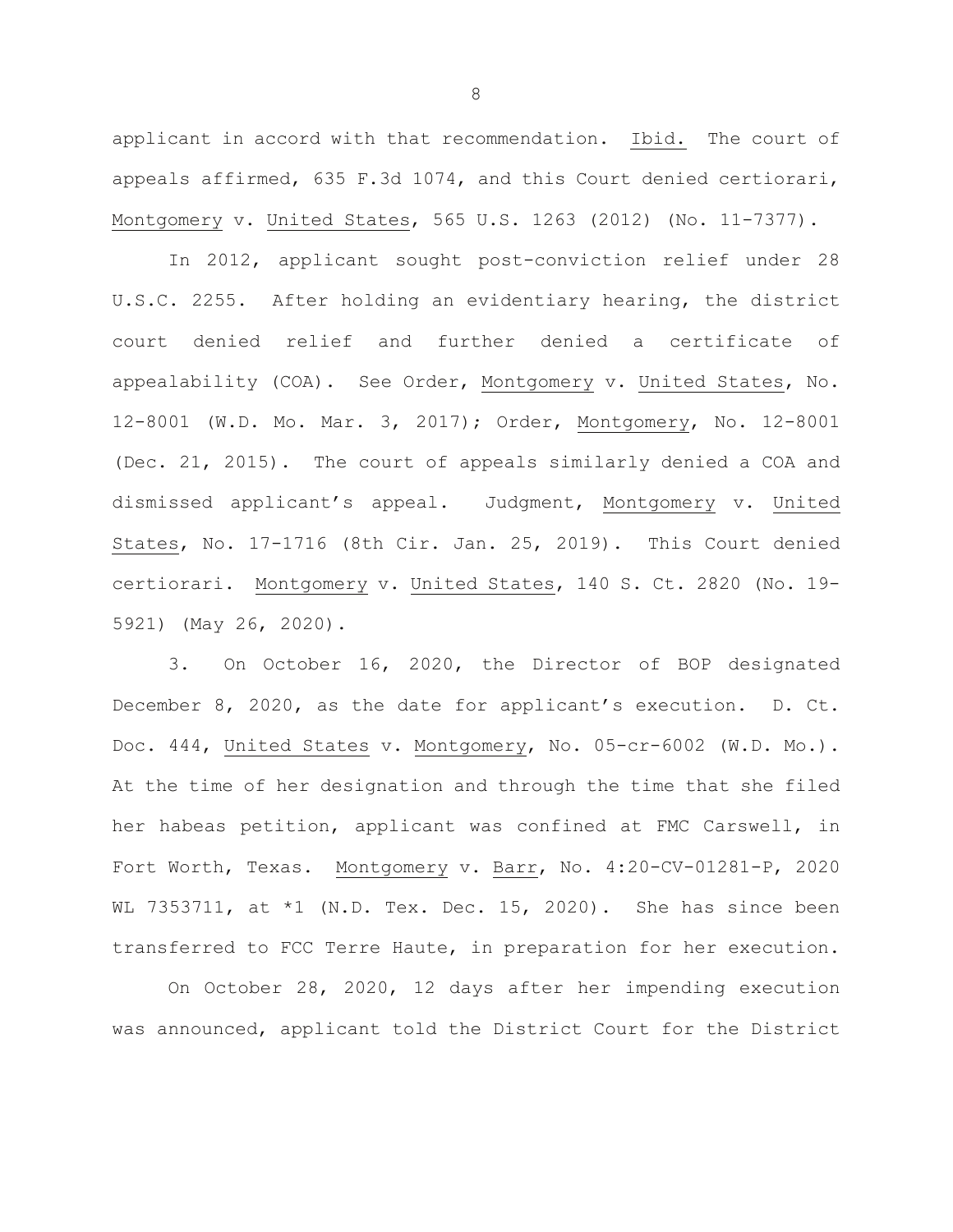applicant in accord with that recommendation. Ibid. The court of appeals affirmed, 635 F.3d 1074, and this Court denied certiorari, Montgomery v. United States, 565 U.S. 1263 (2012) (No. 11-7377).

In 2012, applicant sought post-conviction relief under 28 U.S.C. 2255. After holding an evidentiary hearing, the district court denied relief and further denied a certificate of appealability (COA). See Order, Montgomery v. United States, No. 12-8001 (W.D. Mo. Mar. 3, 2017); Order, Montgomery, No. 12-8001 (Dec. 21, 2015). The court of appeals similarly denied a COA and dismissed applicant's appeal. Judgment, Montgomery v. United States, No. 17-1716 (8th Cir. Jan. 25, 2019). This Court denied certiorari. Montgomery v. United States, 140 S. Ct. 2820 (No. 19-5921) (May 26, 2020).

3. On October 16, 2020, the Director of BOP designated December 8, 2020, as the date for applicant's execution. D. Ct. Doc. 444, United States v. Montgomery, No. 05-cr-6002 (W.D. Mo.). At the time of her designation and through the time that she filed her habeas petition, applicant was confined at FMC Carswell, in Fort Worth, Texas. Montgomery v. Barr, No. 4:20-CV-01281-P, 2020 WL 7353711, at *1 (N.D. Tex. Dec. 15, 2020). She has since been transferred to FCC Terre Haute, in preparation for her execution.

On October 28, 2020, 12 days after her impending execution was announced, applicant told the District Court for the District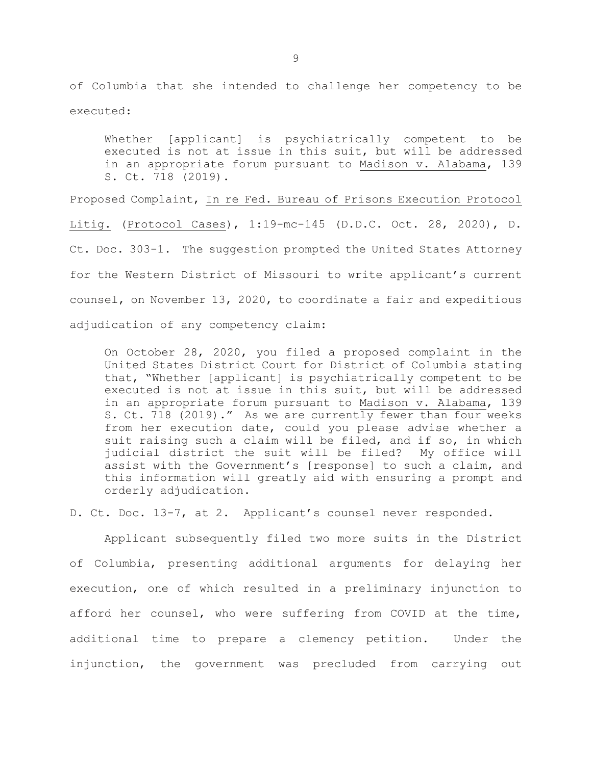of Columbia that she intended to challenge her competency to be executed:

> Whether [applicant] is psychiatrically competent to be executed is not at issue in this suit, but will be addressed in an appropriate forum pursuant to Madison v. Alabama, 139 S. Ct. 718 (2019).

Proposed Complaint, In re Fed. Bureau of Prisons Execution Protocol Litig. (Protocol Cases), 1:19-mc-145 (D.D.C. Oct. 28, 2020), D. Ct. Doc. 303-1. The suggestion prompted the United States Attorney for the Western District of Missouri to write applicant's current counsel, on November 13, 2020, to coordinate a fair and expeditious adjudication of any competency claim:

> On October 28, 2020, you filed a proposed complaint in the United States District Court for District of Columbia stating that, "Whether [applicant] is psychiatrically competent to be executed is not at issue in this suit, but will be addressed in an appropriate forum pursuant to Madison v. Alabama, 139 S. Ct. 718 (2019)." As we are currently fewer than four weeks from her execution date, could you please advise whether a suit raising such a claim will be filed, and if so, in which judicial district the suit will be filed? My office will assist with the Government's [response] to such a claim, and this information will greatly aid with ensuring a prompt and orderly adjudication.

D. Ct. Doc. 13-7, at 2. Applicant's counsel never responded.

Applicant subsequently filed two more suits in the District of Columbia, presenting additional arguments for delaying her execution, one of which resulted in a preliminary injunction to afford her counsel, who were suffering from COVID at the time, additional time to prepare a clemency petition. Under the injunction, the government was precluded from carrying out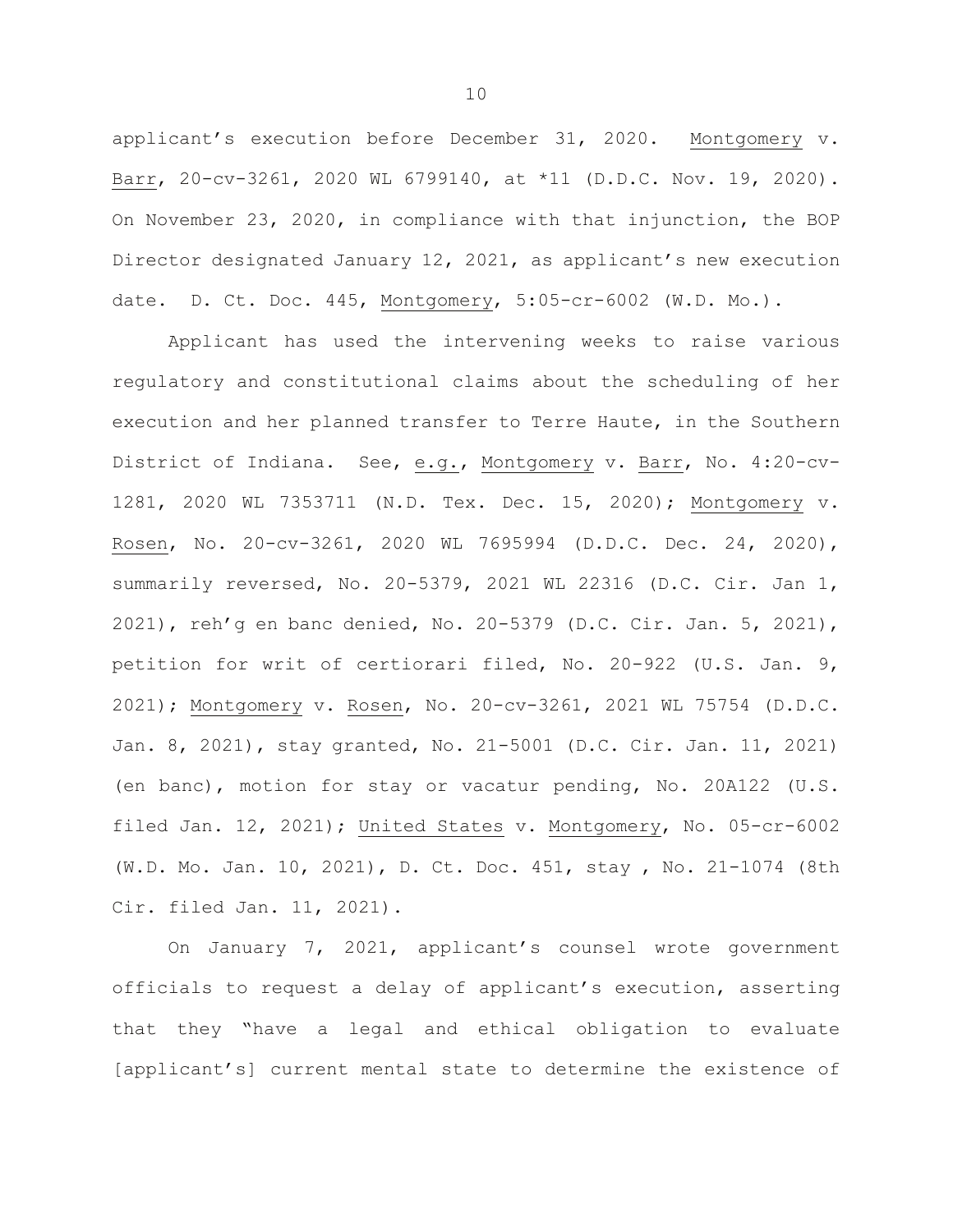applicant's execution before December 31, 2020. Montgomery v. Barr, 20-cv-3261, 2020 WL 6799140, at *11 (D.D.C. Nov. 19, 2020). On November 23, 2020, in compliance with that injunction, the BOP Director designated January 12, 2021, as applicant's new execution date. D. Ct. Doc. 445, Montgomery, 5:05-cr-6002 (W.D. Mo.).

Applicant has used the intervening weeks to raise various regulatory and constitutional claims about the scheduling of her execution and her planned transfer to Terre Haute, in the Southern District of Indiana. See, e.g., Montgomery v. Barr, No. 4:20-cv-1281, 2020 WL 7353711 (N.D. Tex. Dec. 15, 2020); Montgomery v. Rosen, No. 20-cv-3261, 2020 WL 7695994 (D.D.C. Dec. 24, 2020), summarily reversed, No. 20-5379, 2021 WL 22316 (D.C. Cir. Jan 1, 2021), reh'g en banc denied, No. 20-5379 (D.C. Cir. Jan. 5, 2021), petition for writ of certiorari filed, No. 20-922 (U.S. Jan. 9, 2021); Montgomery v. Rosen, No. 20-cv-3261, 2021 WL 75754 (D.D.C. Jan. 8, 2021), stay granted, No. 21-5001 (D.C. Cir. Jan. 11, 2021) (en banc), motion for stay or vacatur pending, No. 20A122 (U.S. filed Jan. 12, 2021); United States v. Montgomery, No. 05-cr-6002 (W.D. Mo. Jan. 10, 2021), D. Ct. Doc. 451, stay , No. 21-1074 (8th Cir. filed Jan. 11, 2021).

On January 7, 2021, applicant's counsel wrote government officials to request a delay of applicant's execution, asserting that they "have a legal and ethical obligation to evaluate [applicant's] current mental state to determine the existence of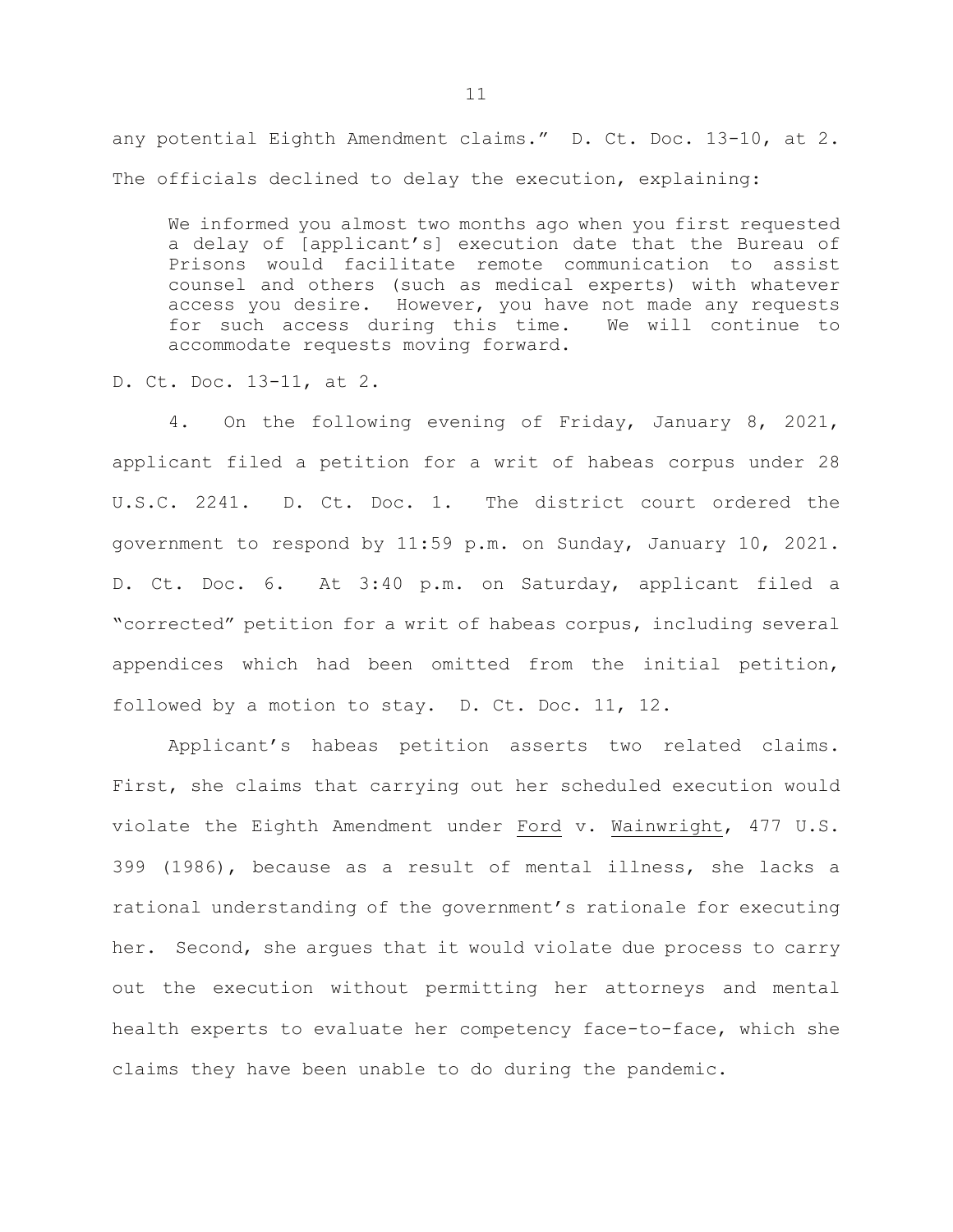any potential Eighth Amendment claims." D. Ct. Doc. 13-10, at 2. The officials declined to delay the execution, explaining:

> We informed you almost two months ago when you first requested a delay of [applicant's] execution date that the Bureau of Prisons would facilitate remote communication to assist counsel and others (such as medical experts) with whatever access you desire. However, you have not made any requests for such access during this time. We will continue to accommodate requests moving forward.

D. Ct. Doc. 13-11, at 2.

4. On the following evening of Friday, January 8, 2021, applicant filed a petition for a writ of habeas corpus under 28 U.S.C. 2241. D. Ct. Doc. 1. The district court ordered the government to respond by 11:59 p.m. on Sunday, January 10, 2021. D. Ct. Doc. 6. At 3:40 p.m. on Saturday, applicant filed a "corrected" petition for a writ of habeas corpus, including several appendices which had been omitted from the initial petition, followed by a motion to stay. D. Ct. Doc. 11, 12.

Applicant's habeas petition asserts two related claims. First, she claims that carrying out her scheduled execution would violate the Eighth Amendment under Ford v. Wainwright, 477 U.S. 399 (1986), because as a result of mental illness, she lacks a rational understanding of the government's rationale for executing her. Second, she argues that it would violate due process to carry out the execution without permitting her attorneys and mental health experts to evaluate her competency face-to-face, which she claims they have been unable to do during the pandemic.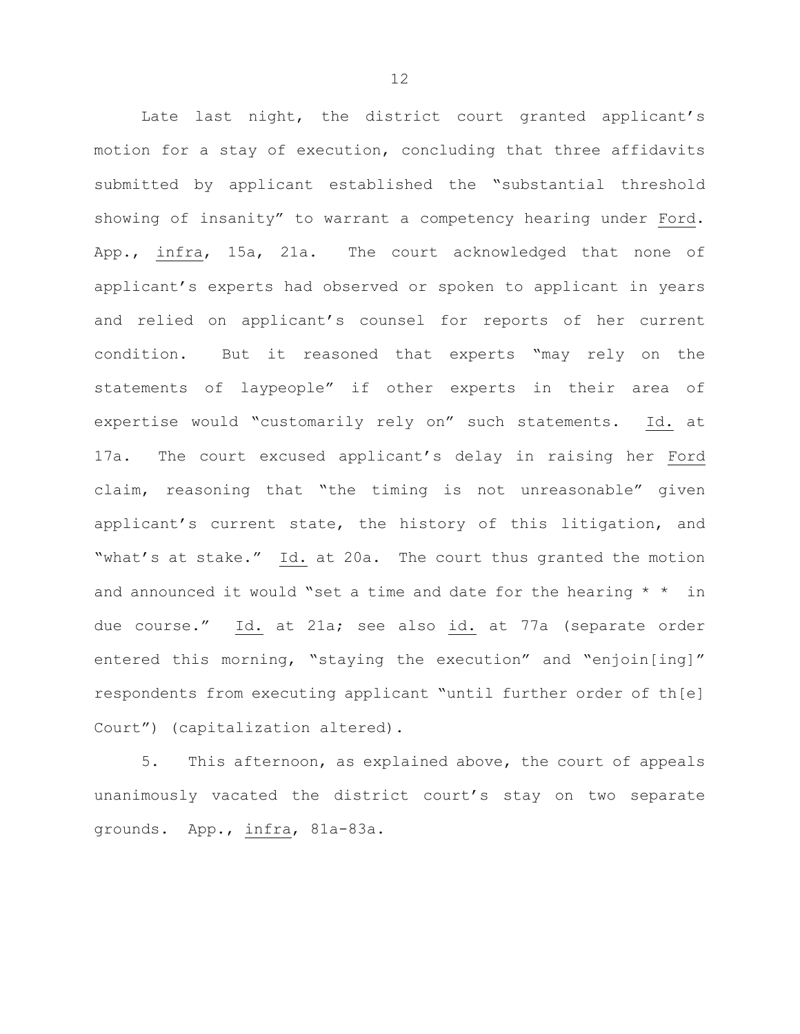Late last night, the district court granted applicant's motion for a stay of execution, concluding that three affidavits submitted by applicant established the "substantial threshold showing of insanity" to warrant a competency hearing under Ford. App., infra, 15a, 21a. The court acknowledged that none of applicant's experts had observed or spoken to applicant in years and relied on applicant's counsel for reports of her current condition. But it reasoned that experts "may rely on the statements of laypeople" if other experts in their area of expertise would "customarily rely on" such statements. Id. at 17a. The court excused applicant's delay in raising her Ford claim, reasoning that "the timing is not unreasonable" given applicant's current state, the history of this litigation, and "what's at stake." Id. at 20a. The court thus granted the motion and announced it would "set a time and date for the hearing * * in due course." Id. at 21a; see also id. at 77a (separate order entered this morning, "staying the execution" and "enjoin[ing]" respondents from executing applicant "until further order of th[e] Court") (capitalization altered).

5. This afternoon, as explained above, the court of appeals unanimously vacated the district court's stay on two separate grounds. App., infra, 81a-83a.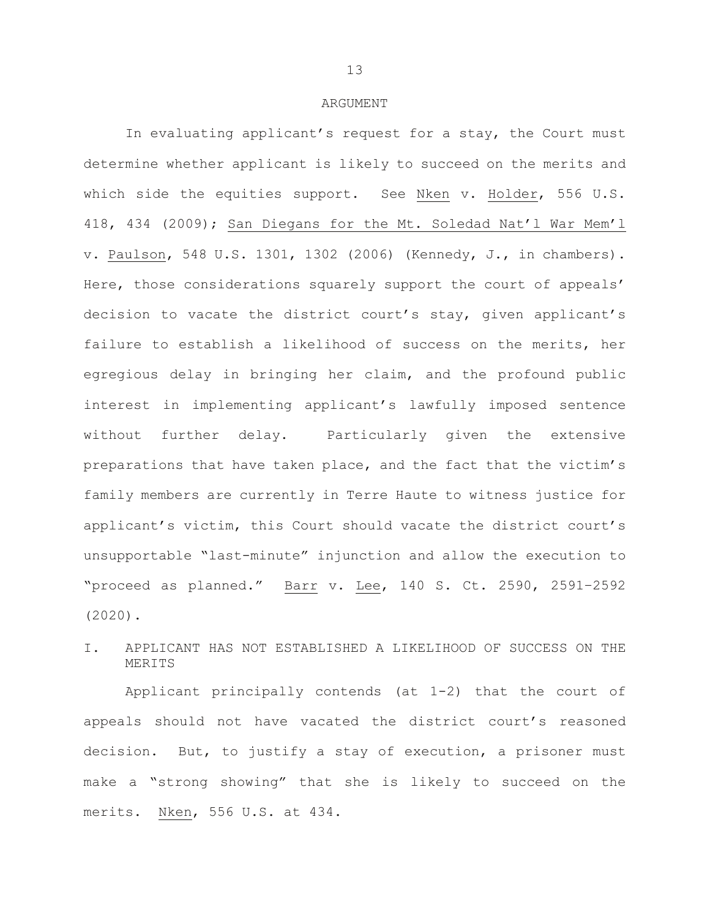# ARGUMENT

In evaluating applicant's request for a stay, the Court must determine whether applicant is likely to succeed on the merits and which side the equities support. See Nken v. Holder, 556 U.S. 418, 434 (2009); San Diegans for the Mt. Soledad Nat'l War Mem'l v. Paulson, 548 U.S. 1301, 1302 (2006) (Kennedy, J., in chambers). Here, those considerations squarely support the court of appeals' decision to vacate the district court's stay, given applicant's failure to establish a likelihood of success on the merits, her egregious delay in bringing her claim, and the profound public interest in implementing applicant's lawfully imposed sentence without further delay. Particularly given the extensive preparations that have taken place, and the fact that the victim's family members are currently in Terre Haute to witness justice for applicant's victim, this Court should vacate the district court's unsupportable "last-minute" injunction and allow the execution to "proceed as planned." Barr v. Lee, 140 S. Ct. 2590, 2591-2592 (2020).

## I. APPLICANT HAS NOT ESTABLISHED A LIKELIHOOD OF SUCCESS ON THE MERITS

Applicant principally contends (at 1-2) that the court of appeals should not have vacated the district court's reasoned decision. But, to justify a stay of execution, a prisoner must make a "strong showing" that she is likely to succeed on the merits. Nken, 556 U.S. at 434.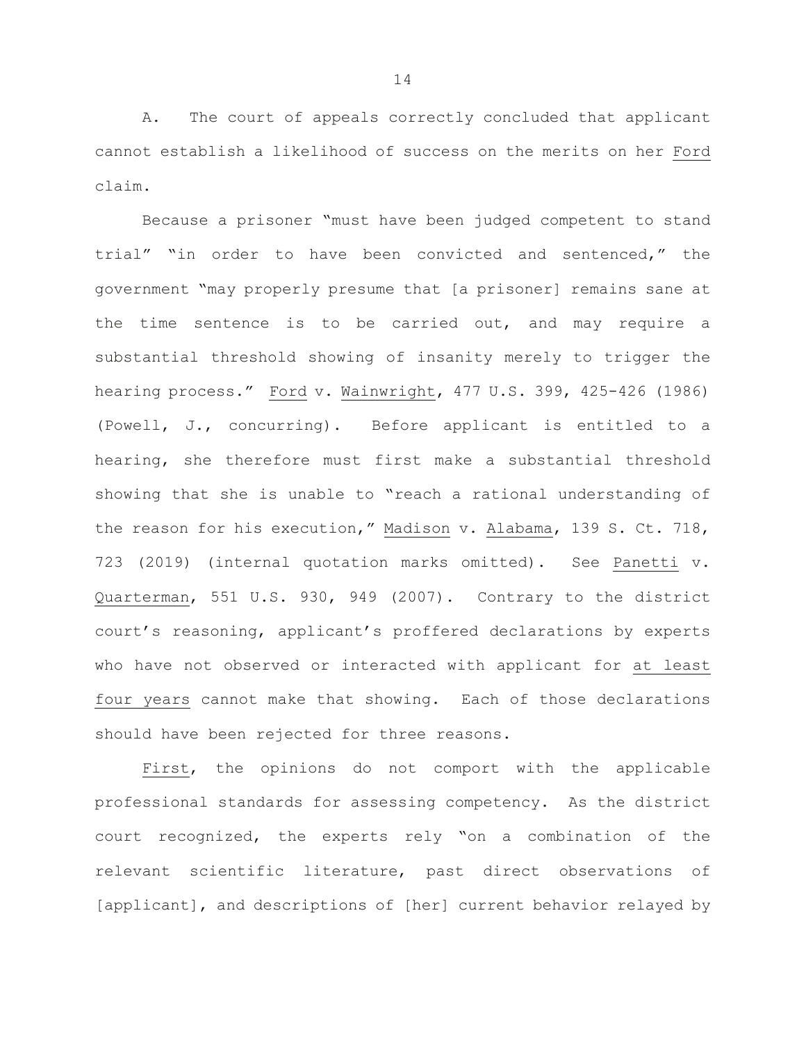A. The court of appeals correctly concluded that applicant cannot establish a likelihood of success on the merits on her *Ford* claim.

Because a prisoner "must have been judged competent to stand trial" "in order to have been convicted and sentenced," the government "may properly presume that [a prisoner] remains sane at the time sentence is to be carried out, and may require a substantial threshold showing of insanity merely to trigger the hearing process." *Ford* v. *Wainwright*, 477 U.S. 399, 425-426 (1986) (Powell, J., concurring). Before applicant is entitled to a hearing, she therefore must first make a substantial threshold showing that she is unable to "reach a rational understanding of the reason for his execution," *Madison* v. *Alabama*, 139 S. Ct. 718, 723 (2019) (internal quotation marks omitted). See *Panetti* v. *Quarterman*, 551 U.S. 930, 949 (2007). Contrary to the district court's reasoning, applicant's proffered declarations by experts who have not observed or interacted with applicant for *at least four years* cannot make that showing. Each of those declarations should have been rejected for three reasons.

*First*, the opinions do not comport with the applicable professional standards for assessing competency. As the district court recognized, the experts rely "on a combination of the relevant scientific literature, past direct observations of [applicant], and descriptions of [her] current behavior relayed by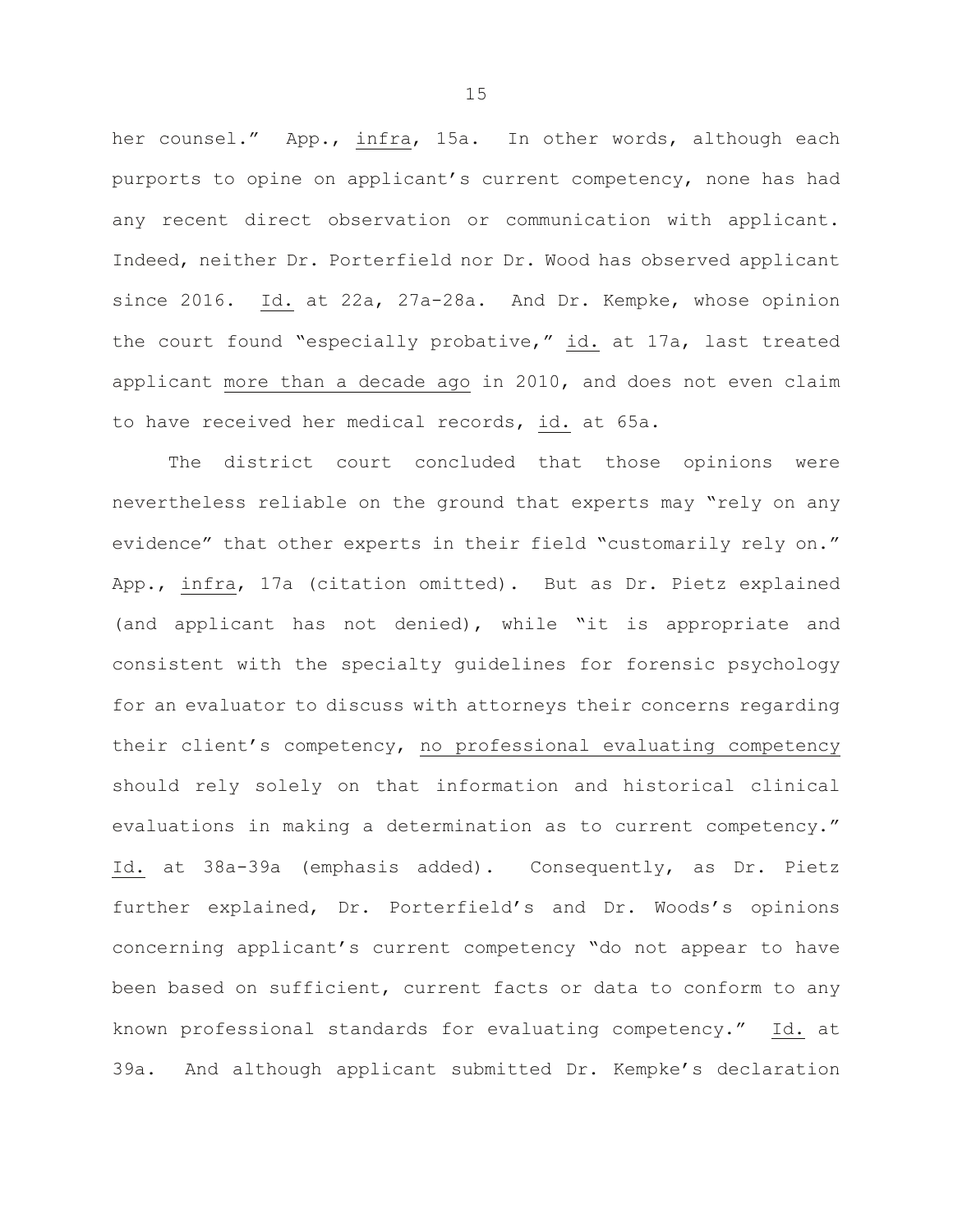her counsel." App., _infra_, 15a. In other words, although each purports to opine on applicant's current competency, none has had any recent direct observation or communication with applicant. Indeed, neither Dr. Porterfield nor Dr. Wood has observed applicant since 2016. _Id._ at 22a, 27a-28a. And Dr. Kempke, whose opinion the court found "especially probative," _id._ at 17a, last treated applicant _more than a decade ago_ in 2010, and does not even claim to have received her medical records, _id._ at 65a.

The district court concluded that those opinions were nevertheless reliable on the ground that experts may "rely on any evidence" that other experts in their field "customarily rely on." App., _infra_, 17a (citation omitted). But as Dr. Pietz explained (and applicant has not denied), while "it is appropriate and consistent with the specialty guidelines for forensic psychology for an evaluator to discuss with attorneys their concerns regarding their client's competency, _no professional evaluating competency_ should rely solely on that information and historical clinical evaluations in making a determination as to current competency." _Id._ at 38a-39a (emphasis added). Consequently, as Dr. Pietz further explained, Dr. Porterfield's and Dr. Woods's opinions concerning applicant's current competency "do not appear to have been based on sufficient, current facts or data to conform to any known professional standards for evaluating competency." _Id._ at 39a. And although applicant submitted Dr. Kempke's declaration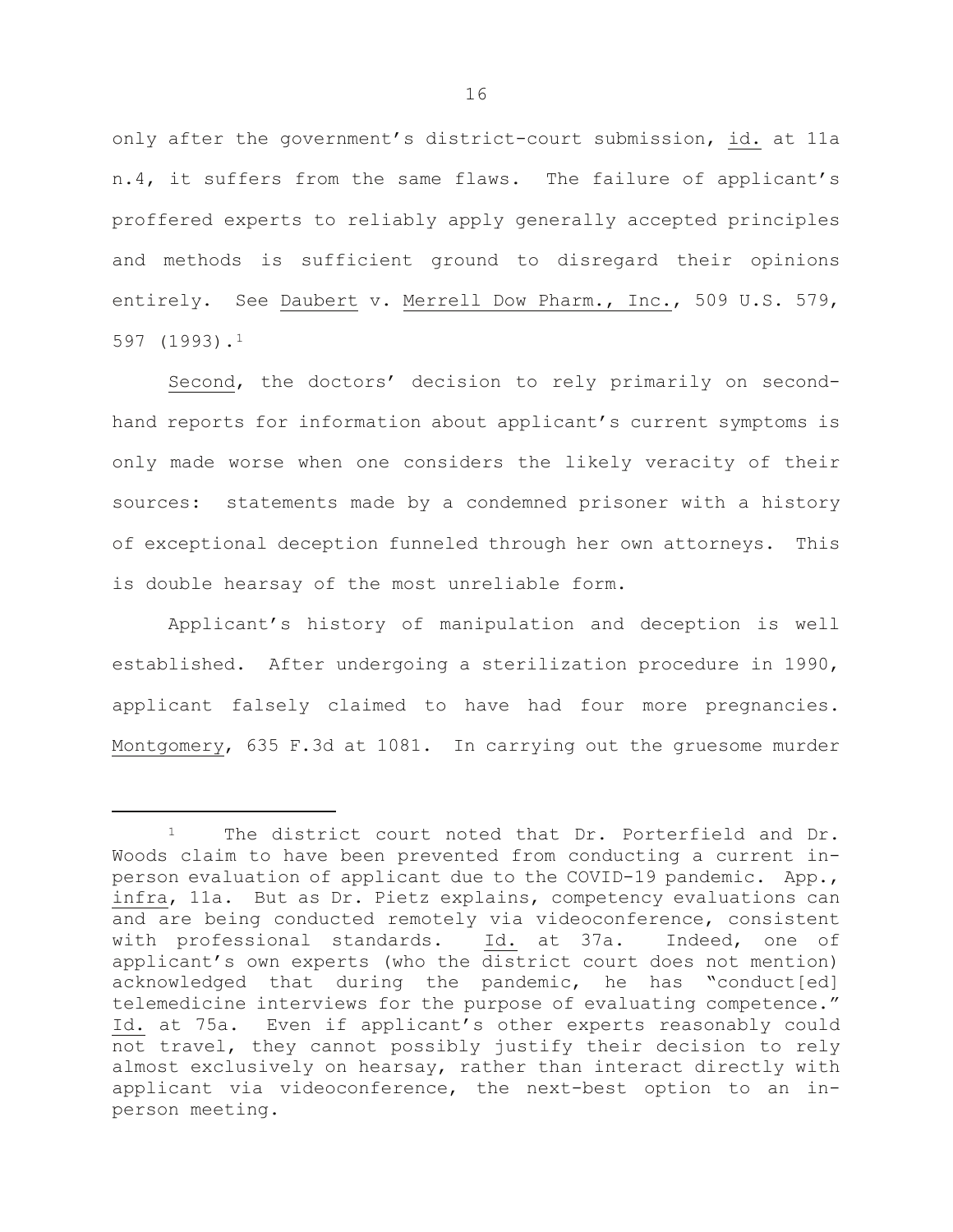only after the government's district-court submission, id. at 11a n.4, it suffers from the same flaws. The failure of applicant's proffered experts to reliably apply generally accepted principles and methods is sufficient ground to disregard their opinions entirely. See Daubert v. Merrell Dow Pharm., Inc., 509 U.S. 579, 597 (1993).[1]

Second, the doctors' decision to rely primarily on second-hand reports for information about applicant's current symptoms is only made worse when one considers the likely veracity of their sources: statements made by a condemned prisoner with a history of exceptional deception funneled through her own attorneys. This is double hearsay of the most unreliable form.

Applicant's history of manipulation and deception is well established. After undergoing a sterilization procedure in 1990, applicant falsely claimed to have had four more pregnancies. Montgomery, 635 F.3d at 1081. In carrying out the gruesome murder

---

[1] The district court noted that Dr. Porterfield and Dr. Woods claim to have been prevented from conducting a current in-person evaluation of applicant due to the COVID-19 pandemic. App., infra, 11a. But as Dr. Pietz explains, competency evaluations can and are being conducted remotely via videoconference, consistent with professional standards. Id. at 37a. Indeed, one of applicant's own experts (who the district court does not mention) acknowledged that during the pandemic, he has "conduct[ed] telemedicine interviews for the purpose of evaluating competence." Id. at 75a. Even if applicant's other experts reasonably could not travel, they cannot possibly justify their decision to rely almost exclusively on hearsay, rather than interact directly with applicant via videoconference, the next-best option to an in-person meeting.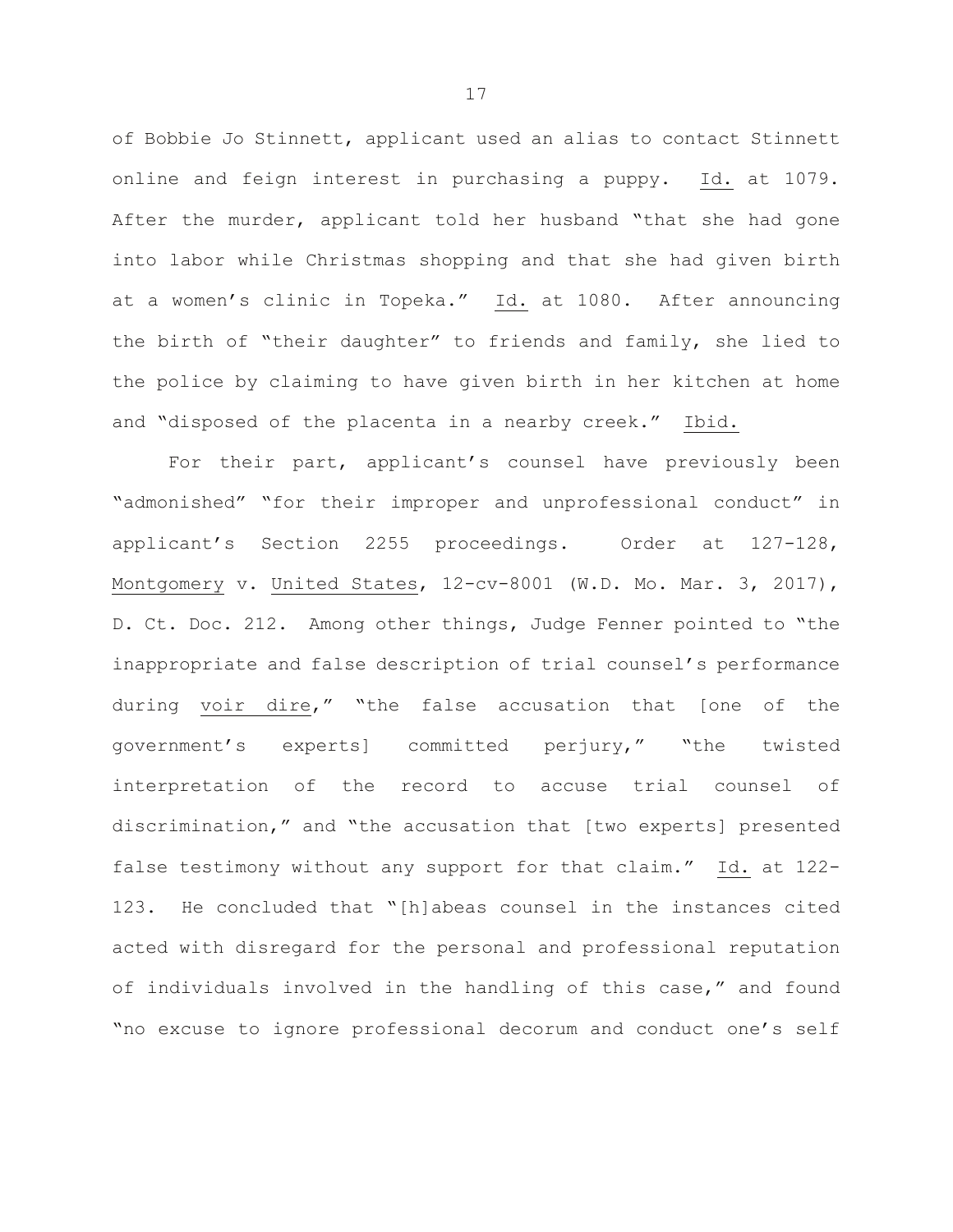of Bobbie Jo Stinnett, applicant used an alias to contact Stinnett online and feign interest in purchasing a puppy. Id. at 1079. After the murder, applicant told her husband "that she had gone into labor while Christmas shopping and that she had given birth at a women's clinic in Topeka." Id. at 1080. After announcing the birth of "their daughter" to friends and family, she lied to the police by claiming to have given birth in her kitchen at home and "disposed of the placenta in a nearby creek." Ibid.

For their part, applicant's counsel have previously been "admonished" "for their improper and unprofessional conduct" in applicant's Section 2255 proceedings. Order at 127-128, Montgomery v. United States, 12-cv-8001 (W.D. Mo. Mar. 3, 2017), D. Ct. Doc. 212. Among other things, Judge Fenner pointed to "the inappropriate and false description of trial counsel's performance during voir dire," "the false accusation that [one of the government's experts] committed perjury," "the twisted interpretation of the record to accuse trial counsel of discrimination," and "the accusation that [two experts] presented false testimony without any support for that claim." Id. at 122-123. He concluded that "[h]abeas counsel in the instances cited acted with disregard for the personal and professional reputation of individuals involved in the handling of this case," and found "no excuse to ignore professional decorum and conduct one's self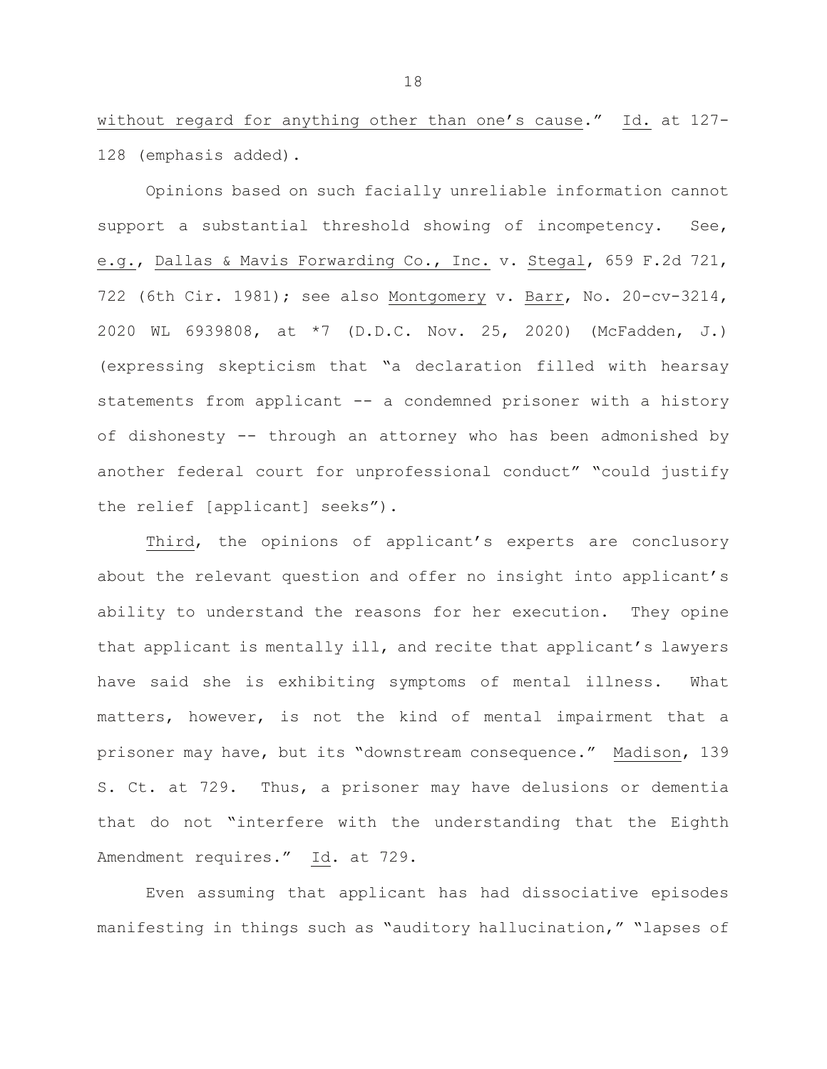without regard for anything other than one's cause." Id. at 127-128 (emphasis added).

Opinions based on such facially unreliable information cannot support a substantial threshold showing of incompetency. See, e.g., Dallas & Mavis Forwarding Co., Inc. v. Stegal, 659 F.2d 721, 722 (6th Cir. 1981); see also Montgomery v. Barr, No. 20-cv-3214, 2020 WL 6939808, at *7 (D.D.C. Nov. 25, 2020) (McFadden, J.) (expressing skepticism that "a declaration filled with hearsay statements from applicant -- a condemned prisoner with a history of dishonesty -- through an attorney who has been admonished by another federal court for unprofessional conduct" "could justify the relief [applicant] seeks").

Third, the opinions of applicant's experts are conclusory about the relevant question and offer no insight into applicant's ability to understand the reasons for her execution. They opine that applicant is mentally ill, and recite that applicant's lawyers have said she is exhibiting symptoms of mental illness. What matters, however, is not the kind of mental impairment that a prisoner may have, but its "downstream consequence." Madison, 139 S. Ct. at 729. Thus, a prisoner may have delusions or dementia that do not "interfere with the understanding that the Eighth Amendment requires." Id. at 729.

Even assuming that applicant has had dissociative episodes manifesting in things such as "auditory hallucination," "lapses of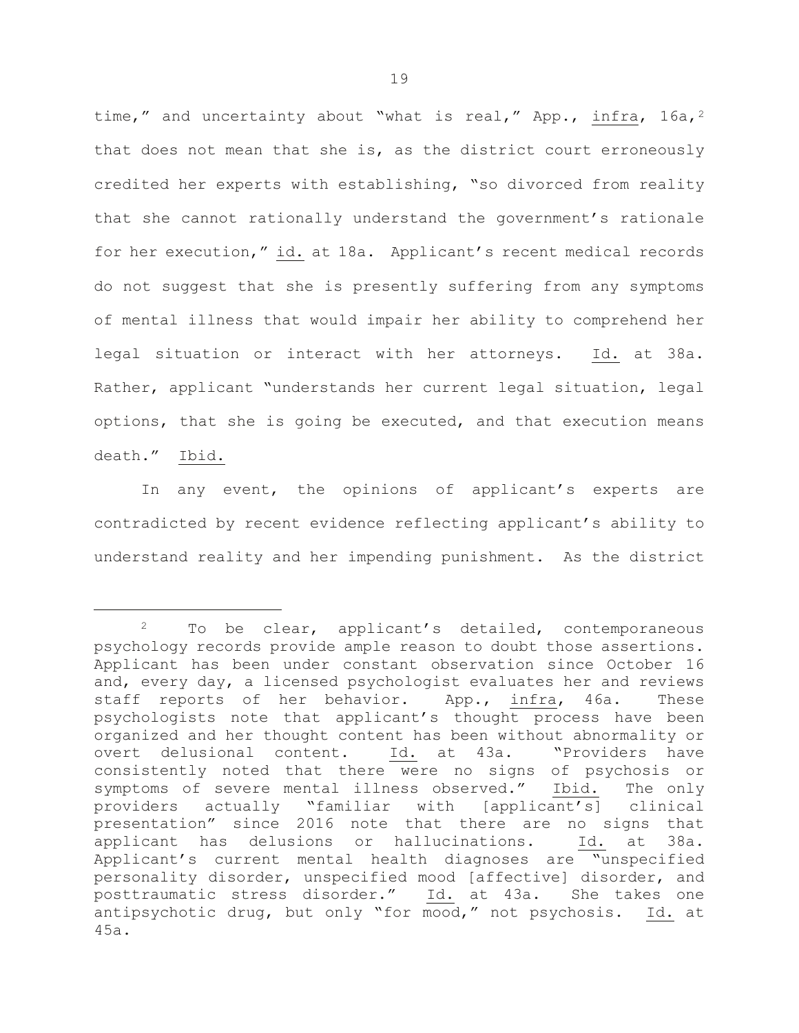time," and uncertainty about "what is real," App., infra, 16a,[2] that does not mean that she is, as the district court erroneously credited her experts with establishing, "so divorced from reality that she cannot rationally understand the government's rationale for her execution," id. at 18a. Applicant's recent medical records do not suggest that she is presently suffering from any symptoms of mental illness that would impair her ability to comprehend her legal situation or interact with her attorneys. Id. at 38a. Rather, applicant "understands her current legal situation, legal options, that she is going be executed, and that execution means death." Ibid.

In any event, the opinions of applicant's experts are contradicted by recent evidence reflecting applicant's ability to understand reality and her impending punishment. As the district

---

[2] To be clear, applicant's detailed, contemporaneous psychology records provide ample reason to doubt those assertions. Applicant has been under constant observation since October 16 and, every day, a licensed psychologist evaluates her and reviews staff reports of her behavior. App., infra, 46a. These psychologists note that applicant's thought process have been organized and her thought content has been without abnormality or overt delusional content. Id. at 43a. "Providers have consistently noted that there were no signs of psychosis or symptoms of severe mental illness observed." Ibid. The only providers actually "familiar with [applicant's] clinical presentation" since 2016 note that there are no signs that applicant has delusions or hallucinations. Id. at 38a. Applicant's current mental health diagnoses are "unspecified personality disorder, unspecified mood [affective] disorder, and posttraumatic stress disorder." Id. at 43a. She takes one antipsychotic drug, but only "for mood," not psychosis. Id. at 45a.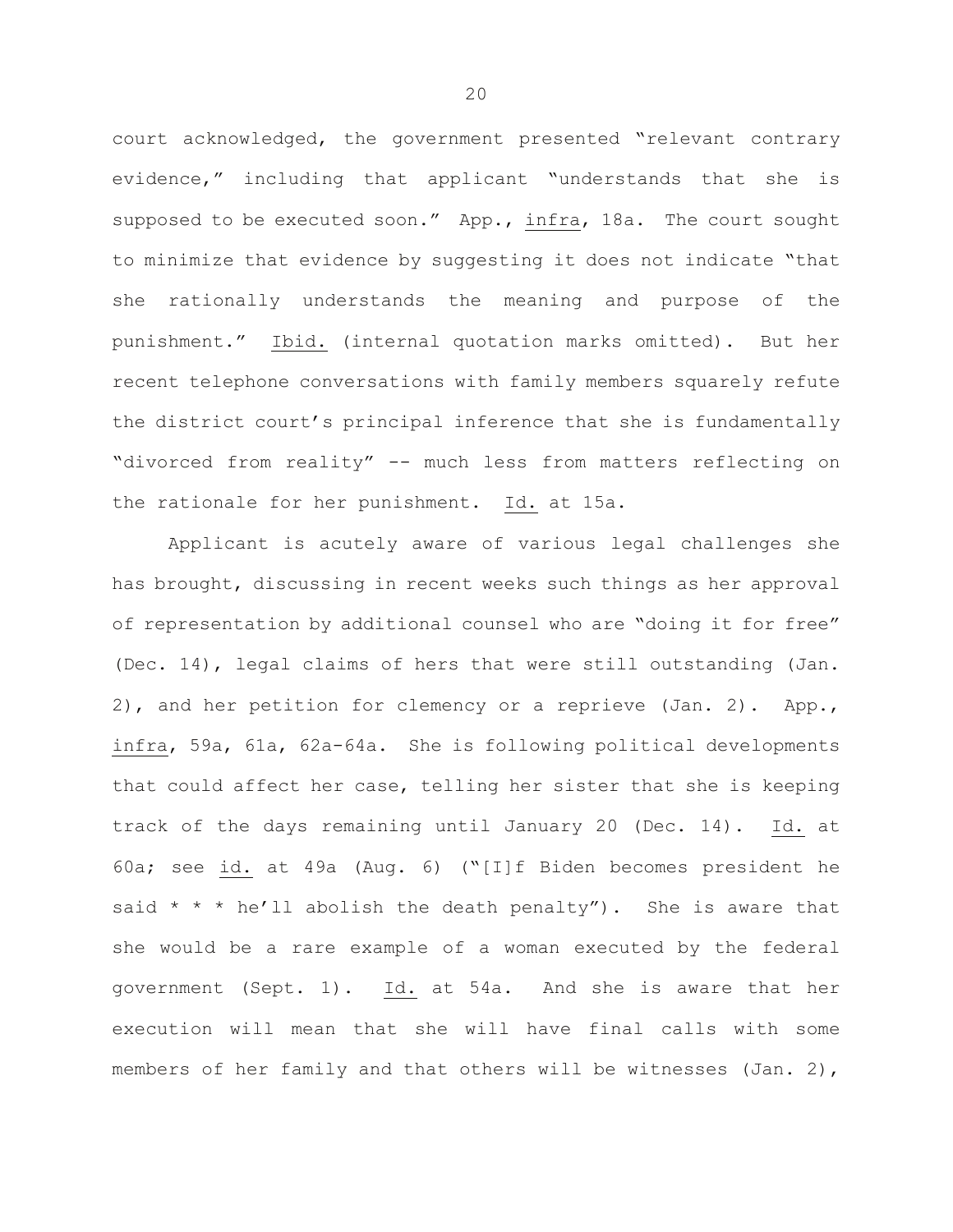court acknowledged, the government presented "relevant contrary evidence," including that applicant "understands that she is supposed to be executed soon." App., infra, 18a. The court sought to minimize that evidence by suggesting it does not indicate "that she rationally understands the meaning and purpose of the punishment." Ibid. (internal quotation marks omitted). But her recent telephone conversations with family members squarely refute the district court's principal inference that she is fundamentally "divorced from reality" -- much less from matters reflecting on the rationale for her punishment. Id. at 15a.

Applicant is acutely aware of various legal challenges she has brought, discussing in recent weeks such things as her approval of representation by additional counsel who are "doing it for free" (Dec. 14), legal claims of hers that were still outstanding (Jan. 2), and her petition for clemency or a reprieve (Jan. 2). App., infra, 59a, 61a, 62a-64a. She is following political developments that could affect her case, telling her sister that she is keeping track of the days remaining until January 20 (Dec. 14). Id. at 60a; see id. at 49a (Aug. 6) ("[I]f Biden becomes president he said * * * he'll abolish the death penalty"). She is aware that she would be a rare example of a woman executed by the federal government (Sept. 1). Id. at 54a. And she is aware that her execution will mean that she will have final calls with some members of her family and that others will be witnesses (Jan. 2),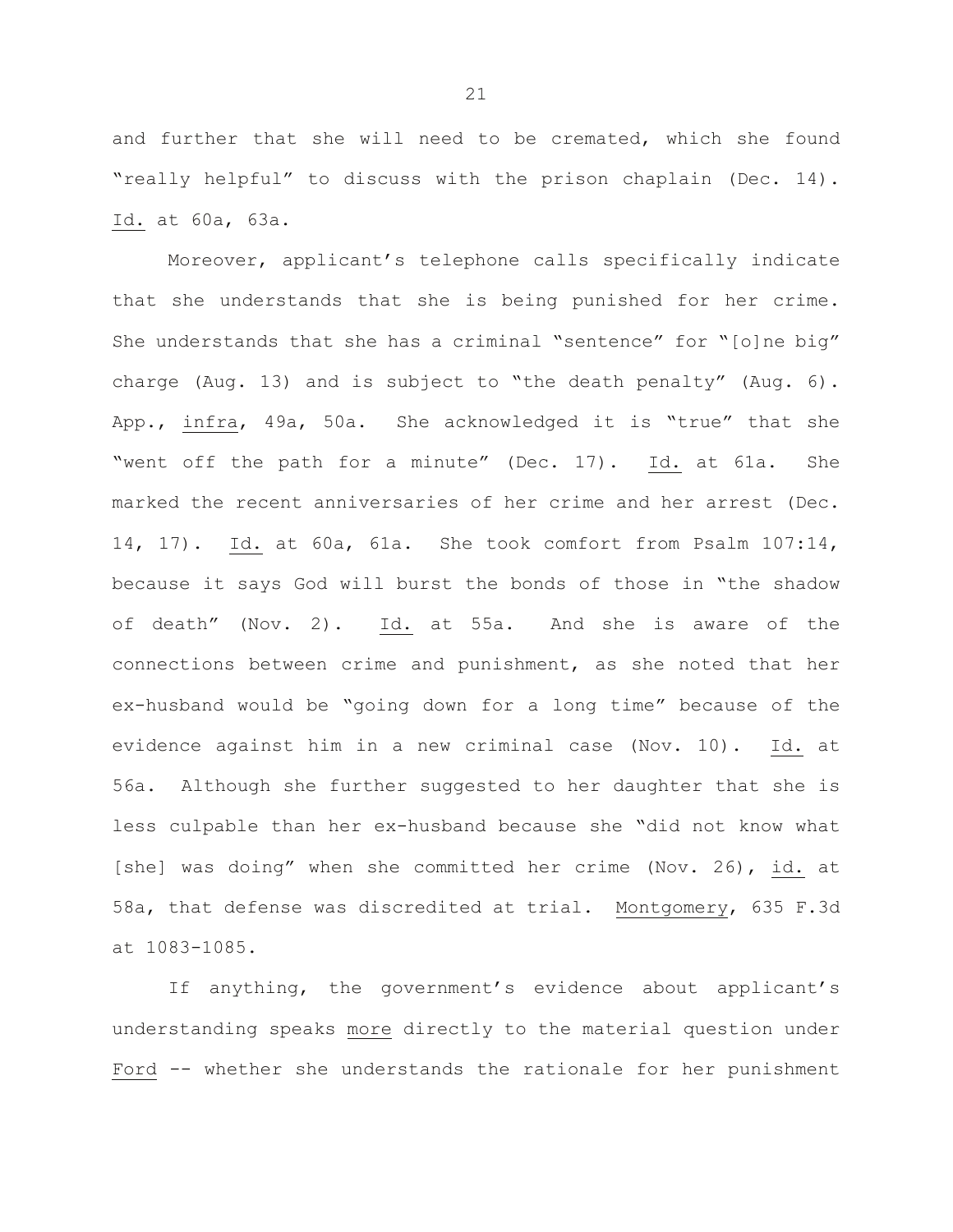and further that she will need to be cremated, which she found "really helpful" to discuss with the prison chaplain (Dec. 14). Id. at 60a, 63a.

Moreover, applicant's telephone calls specifically indicate that she understands that she is being punished for her crime. She understands that she has a criminal "sentence" for "[o]ne big" charge (Aug. 13) and is subject to "the death penalty" (Aug. 6). App., infra, 49a, 50a. She acknowledged it is "true" that she "went off the path for a minute" (Dec. 17). Id. at 61a. She marked the recent anniversaries of her crime and her arrest (Dec. 14, 17). Id. at 60a, 61a. She took comfort from Psalm 107:14, because it says God will burst the bonds of those in "the shadow of death" (Nov. 2). Id. at 55a. And she is aware of the connections between crime and punishment, as she noted that her ex-husband would be "going down for a long time" because of the evidence against him in a new criminal case (Nov. 10). Id. at 56a. Although she further suggested to her daughter that she is less culpable than her ex-husband because she "did not know what [she] was doing" when she committed her crime (Nov. 26), id. at 58a, that defense was discredited at trial. Montgomery, 635 F.3d at 1083-1085.

If anything, the government's evidence about applicant's understanding speaks more directly to the material question under Ford -- whether she understands the rationale for her punishment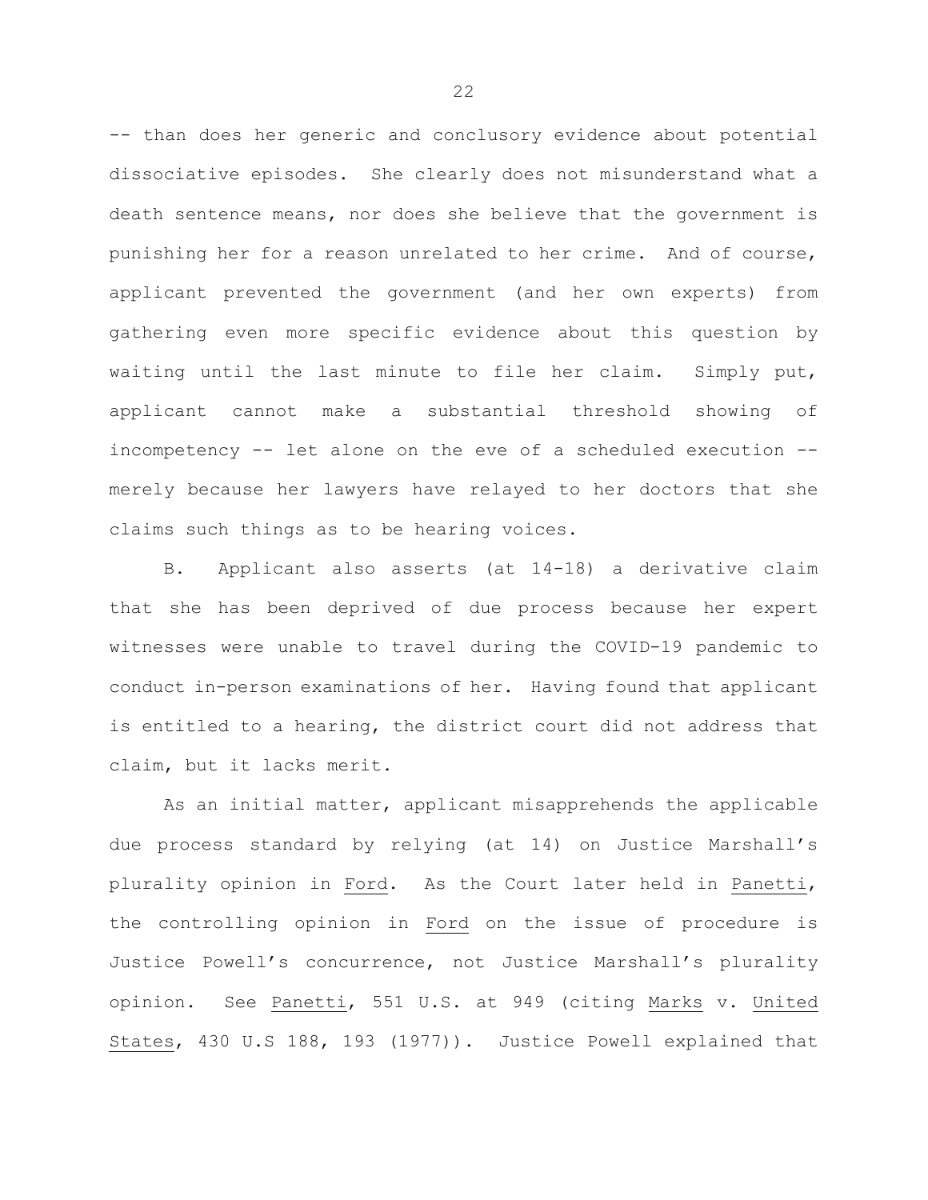-- than does her generic and conclusory evidence about potential dissociative episodes. She clearly does not misunderstand what a death sentence means, nor does she believe that the government is punishing her for a reason unrelated to her crime. And of course, applicant prevented the government (and her own experts) from gathering even more specific evidence about this question by waiting until the last minute to file her claim. Simply put, applicant cannot make a substantial threshold showing of incompetency -- let alone on the eve of a scheduled execution -- merely because her lawyers have relayed to her doctors that she claims such things as to be hearing voices.

B. Applicant also asserts (at 14-18) a derivative claim that she has been deprived of due process because her expert witnesses were unable to travel during the COVID-19 pandemic to conduct in-person examinations of her. Having found that applicant is entitled to a hearing, the district court did not address that claim, but it lacks merit.

As an initial matter, applicant misapprehends the applicable due process standard by relying (at 14) on Justice Marshall's plurality opinion in Ford. As the Court later held in Panetti, the controlling opinion in Ford on the issue of procedure is Justice Powell's concurrence, not Justice Marshall's plurality opinion. See Panetti, 551 U.S. at 949 (citing Marks v. United States, 430 U.S 188, 193 (1977)). Justice Powell explained that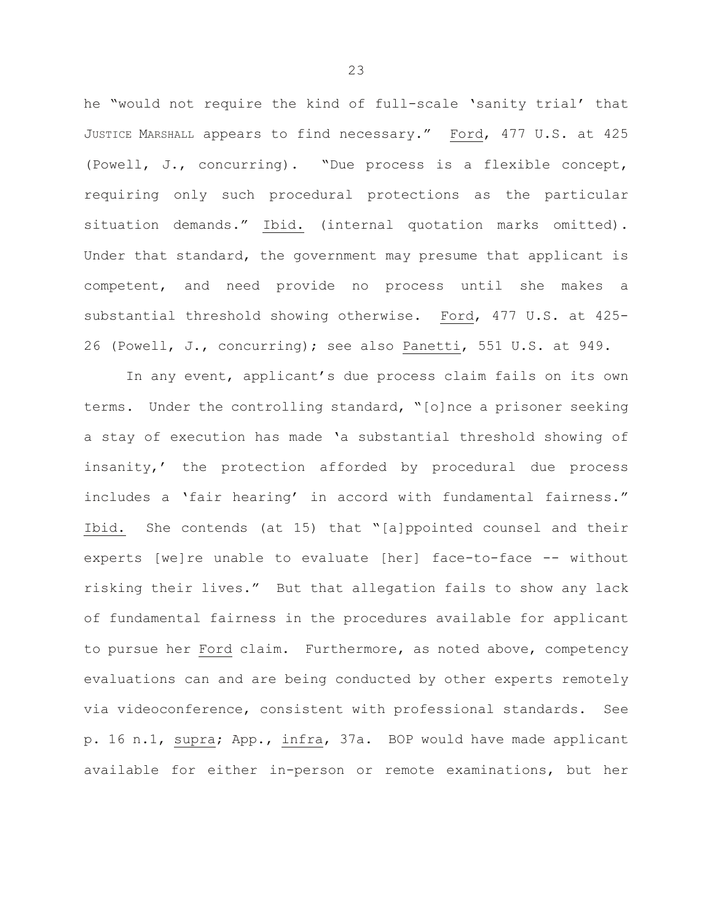he "would not require the kind of full-scale 'sanity trial' that JUSTICE MARSHALL appears to find necessary." Ford, 477 U.S. at 425 (Powell, J., concurring). "Due process is a flexible concept, requiring only such procedural protections as the particular situation demands." Ibid. (internal quotation marks omitted). Under that standard, the government may presume that applicant is competent, and need provide no process until she makes a substantial threshold showing otherwise. Ford, 477 U.S. at 425-26 (Powell, J., concurring); see also Panetti, 551 U.S. at 949.

In any event, applicant's due process claim fails on its own terms. Under the controlling standard, "[o]nce a prisoner seeking a stay of execution has made 'a substantial threshold showing of insanity,' the protection afforded by procedural due process includes a 'fair hearing' in accord with fundamental fairness." Ibid. She contends (at 15) that "[a]ppointed counsel and their experts [we]re unable to evaluate [her] face-to-face -- without risking their lives." But that allegation fails to show any lack of fundamental fairness in the procedures available for applicant to pursue her Ford claim. Furthermore, as noted above, competency evaluations can and are being conducted by other experts remotely via videoconference, consistent with professional standards. See p. 16 n.1, supra; App., infra, 37a. BOP would have made applicant available for either in-person or remote examinations, but her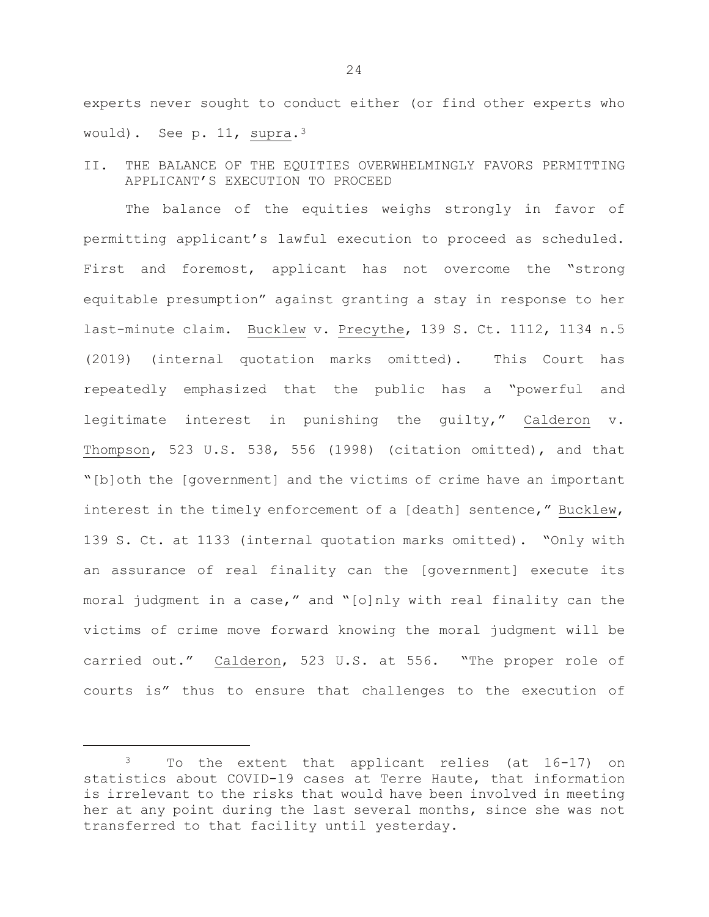experts never sought to conduct either (or find other experts who would). See p. 11, supra.[3]

## II. THE BALANCE OF THE EQUITIES OVERWHELMINGLY FAVORS PERMITTING APPLICANT'S EXECUTION TO PROCEED

The balance of the equities weighs strongly in favor of permitting applicant's lawful execution to proceed as scheduled. First and foremost, applicant has not overcome the "strong equitable presumption" against granting a stay in response to her last-minute claim. Bucklew v. Precythe, 139 S. Ct. 1112, 1134 n.5 (2019) (internal quotation marks omitted). This Court has repeatedly emphasized that the public has a "powerful and legitimate interest in punishing the guilty," Calderon v. Thompson, 523 U.S. 538, 556 (1998) (citation omitted), and that "[b]oth the [government] and the victims of crime have an important interest in the timely enforcement of a [death] sentence," Bucklew, 139 S. Ct. at 1133 (internal quotation marks omitted). "Only with an assurance of real finality can the [government] execute its moral judgment in a case," and "[o]nly with real finality can the victims of crime move forward knowing the moral judgment will be carried out." Calderon, 523 U.S. at 556. "The proper role of courts is" thus to ensure that challenges to the execution of

---

[3] To the extent that applicant relies (at 16-17) on statistics about COVID-19 cases at Terre Haute, that information is irrelevant to the risks that would have been involved in meeting her at any point during the last several months, since she was not transferred to that facility until yesterday.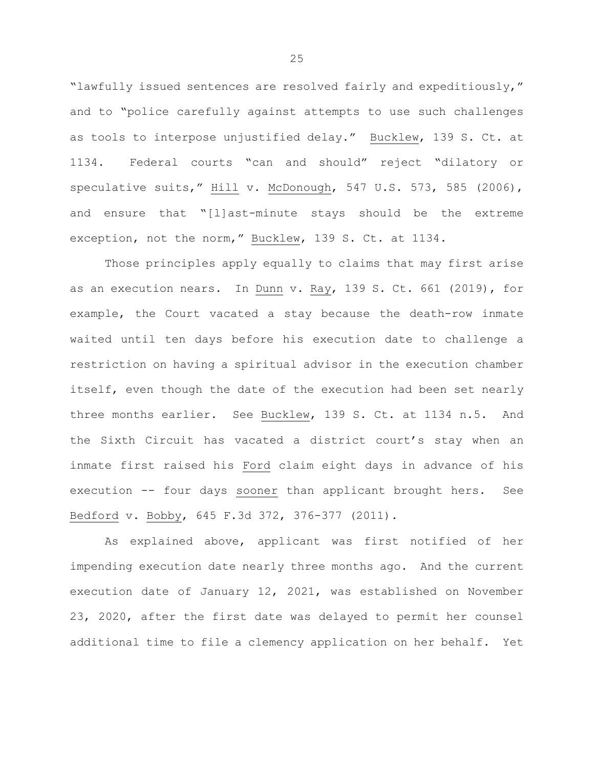"lawfully issued sentences are resolved fairly and expeditiously," and to "police carefully against attempts to use such challenges as tools to interpose unjustified delay." Bucklew, 139 S. Ct. at 1134. Federal courts "can and should" reject "dilatory or speculative suits," Hill v. McDonough, 547 U.S. 573, 585 (2006), and ensure that "[l]ast-minute stays should be the extreme exception, not the norm," Bucklew, 139 S. Ct. at 1134.

Those principles apply equally to claims that may first arise as an execution nears. In Dunn v. Ray, 139 S. Ct. 661 (2019), for example, the Court vacated a stay because the death-row inmate waited until ten days before his execution date to challenge a restriction on having a spiritual advisor in the execution chamber itself, even though the date of the execution had been set nearly three months earlier. See Bucklew, 139 S. Ct. at 1134 n.5. And the Sixth Circuit has vacated a district court's stay when an inmate first raised his Ford claim eight days in advance of his execution -- four days sooner than applicant brought hers. See Bedford v. Bobby, 645 F.3d 372, 376-377 (2011).

As explained above, applicant was first notified of her impending execution date nearly three months ago. And the current execution date of January 12, 2021, was established on November 23, 2020, after the first date was delayed to permit her counsel additional time to file a clemency application on her behalf. Yet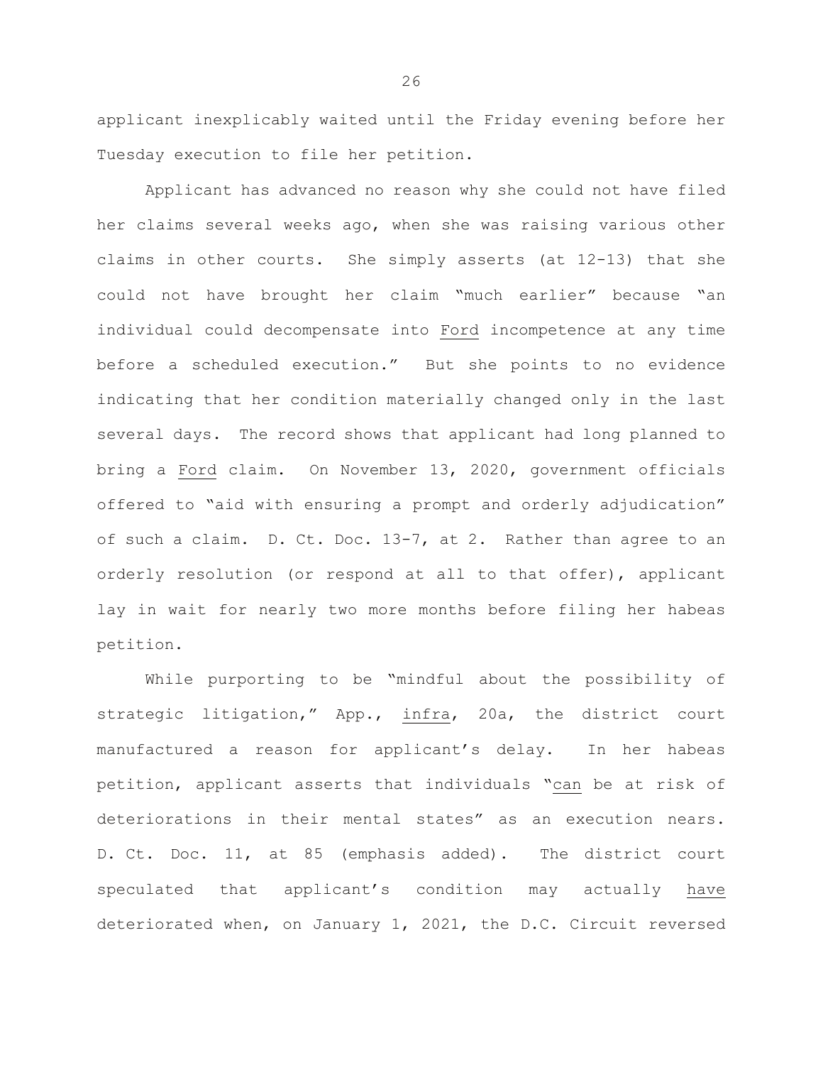applicant inexplicably waited until the Friday evening before her Tuesday execution to file her petition.

Applicant has advanced no reason why she could not have filed her claims several weeks ago, when she was raising various other claims in other courts. She simply asserts (at 12-13) that she could not have brought her claim "much earlier" because "an individual could decompensate into Ford incompetence at any time before a scheduled execution." But she points to no evidence indicating that her condition materially changed only in the last several days. The record shows that applicant had long planned to bring a Ford claim. On November 13, 2020, government officials offered to "aid with ensuring a prompt and orderly adjudication" of such a claim. D. Ct. Doc. 13-7, at 2. Rather than agree to an orderly resolution (or respond at all to that offer), applicant lay in wait for nearly two more months before filing her habeas petition.

While purporting to be "mindful about the possibility of strategic litigation," App., infra, 20a, the district court manufactured a reason for applicant's delay. In her habeas petition, applicant asserts that individuals "can be at risk of deteriorations in their mental states" as an execution nears. D. Ct. Doc. 11, at 85 (emphasis added). The district court speculated that applicant's condition may actually have deteriorated when, on January 1, 2021, the D.C. Circuit reversed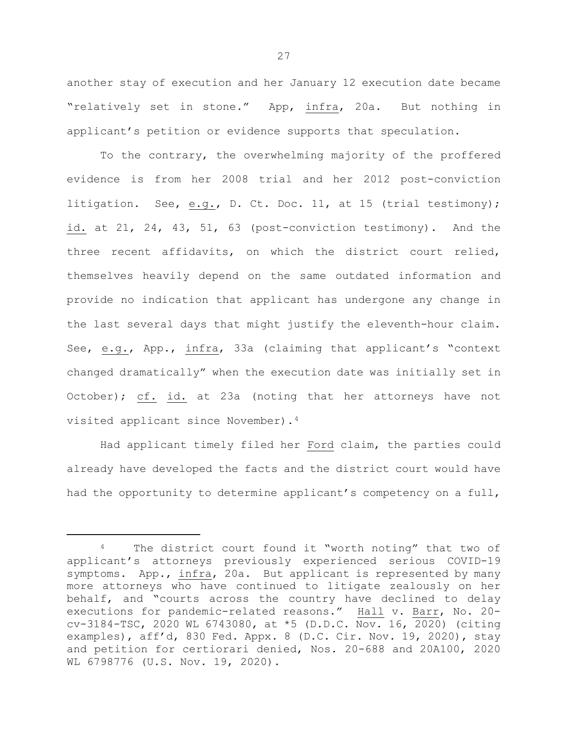another stay of execution and her January 12 execution date became "relatively set in stone." App, _infra_, 20a. But nothing in applicant's petition or evidence supports that speculation.

To the contrary, the overwhelming majority of the proffered evidence is from her 2008 trial and her 2012 post-conviction litigation. See, _e.g._, D. Ct. Doc. 11, at 15 (trial testimony); _id._ at 21, 24, 43, 51, 63 (post-conviction testimony). And the three recent affidavits, on which the district court relied, themselves heavily depend on the same outdated information and provide no indication that applicant has undergone any change in the last several days that might justify the eleventh-hour claim. See, _e.g._, App., _infra_, 33a (claiming that applicant's "context changed dramatically" when the execution date was initially set in October); _cf._ _id._ at 23a (noting that her attorneys have not visited applicant since November).[4]

Had applicant timely filed her _Ford_ claim, the parties could already have developed the facts and the district court would have had the opportunity to determine applicant's competency on a full,

---

[4] The district court found it "worth noting" that two of applicant's attorneys previously experienced serious COVID-19 symptoms. App., _infra_, 20a. But applicant is represented by many more attorneys who have continued to litigate zealously on her behalf, and "courts across the country have declined to delay executions for pandemic-related reasons." _Hall_ v. _Barr_, No. 20-cv-3184-TSC, 2020 WL 6743080, at *5 (D.D.C. Nov. 16, 2020) (citing examples), aff'd, 830 Fed. Appx. 8 (D.C. Cir. Nov. 19, 2020), stay and petition for certiorari denied, Nos. 20-688 and 20A100, 2020 WL 6798776 (U.S. Nov. 19, 2020).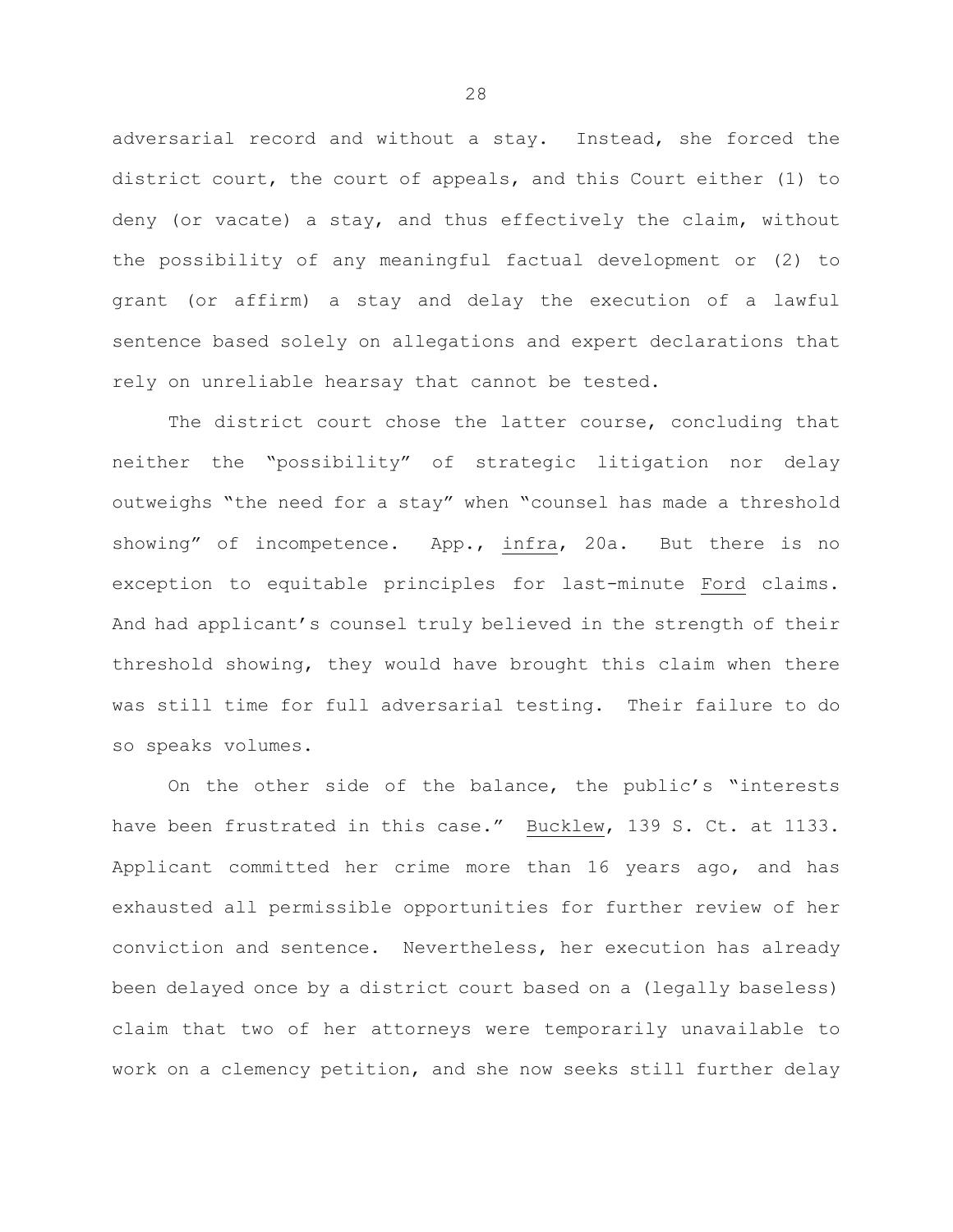adversarial record and without a stay. Instead, she forced the district court, the court of appeals, and this Court either (1) to deny (or vacate) a stay, and thus effectively the claim, without the possibility of any meaningful factual development or (2) to grant (or affirm) a stay and delay the execution of a lawful sentence based solely on allegations and expert declarations that rely on unreliable hearsay that cannot be tested.

The district court chose the latter course, concluding that neither the "possibility" of strategic litigation nor delay outweighs "the need for a stay" when "counsel has made a threshold showing" of incompetence. App., infra, 20a. But there is no exception to equitable principles for last-minute Ford claims. And had applicant's counsel truly believed in the strength of their threshold showing, they would have brought this claim when there was still time for full adversarial testing. Their failure to do so speaks volumes.

On the other side of the balance, the public's "interests have been frustrated in this case." Bucklew, 139 S. Ct. at 1133. Applicant committed her crime more than 16 years ago, and has exhausted all permissible opportunities for further review of her conviction and sentence. Nevertheless, her execution has already been delayed once by a district court based on a (legally baseless) claim that two of her attorneys were temporarily unavailable to work on a clemency petition, and she now seeks still further delay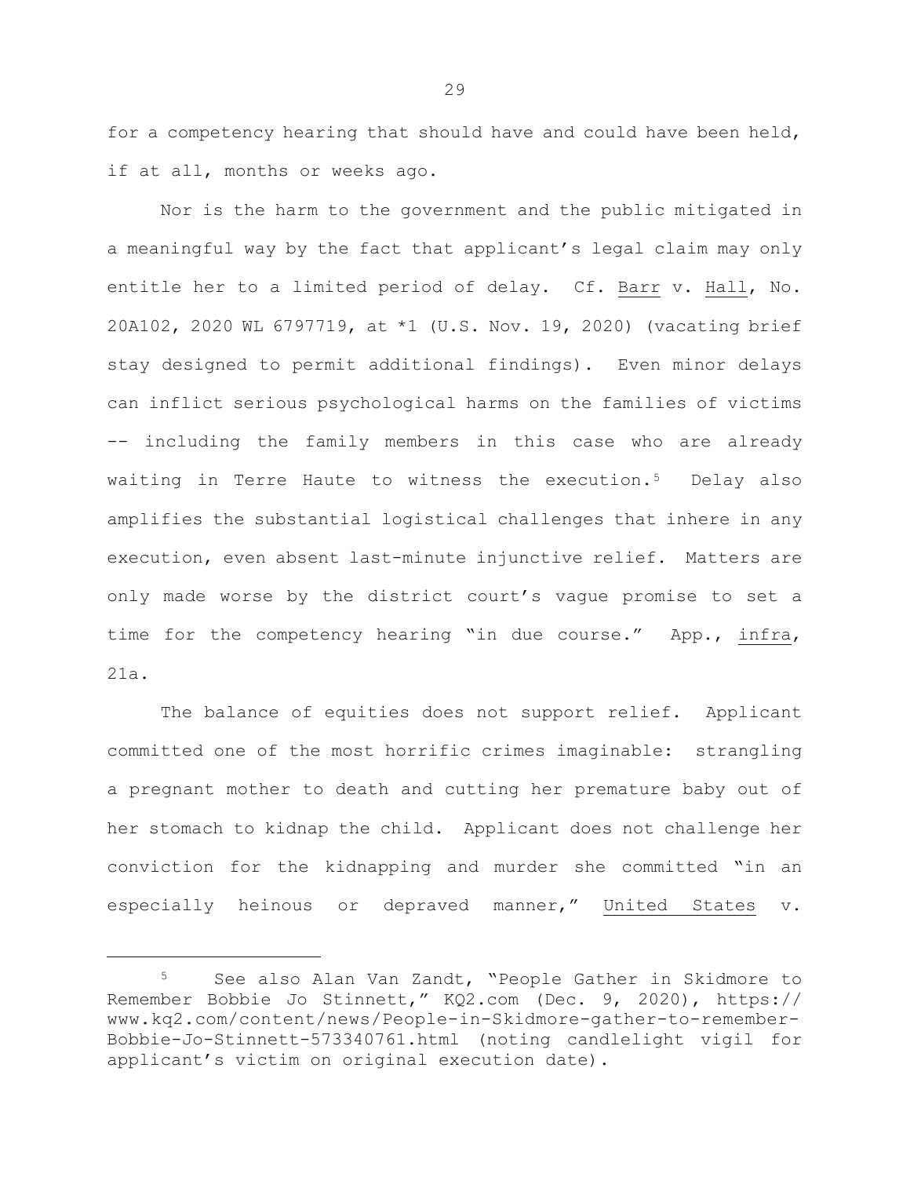for a competency hearing that should have and could have been held, if at all, months or weeks ago.

Nor is the harm to the government and the public mitigated in a meaningful way by the fact that applicant's legal claim may only entitle her to a limited period of delay. Cf. Barr v. Hall, No. 20A102, 2020 WL 6797719, at *1 (U.S. Nov. 19, 2020) (vacating brief stay designed to permit additional findings). Even minor delays can inflict serious psychological harms on the families of victims -- including the family members in this case who are already waiting in Terre Haute to witness the execution.[5] Delay also amplifies the substantial logistical challenges that inhere in any execution, even absent last-minute injunctive relief. Matters are only made worse by the district court's vague promise to set a time for the competency hearing "in due course." App., infra, 21a.

The balance of equities does not support relief. Applicant committed one of the most horrific crimes imaginable: strangling a pregnant mother to death and cutting her premature baby out of her stomach to kidnap the child. Applicant does not challenge her conviction for the kidnapping and murder she committed "in an especially heinous or depraved manner," United States v.

---

[5] See also Alan Van Zandt, "People Gather in Skidmore to Remember Bobbie Jo Stinnett," KQ2.com (Dec. 9, 2020), https://www.kq2.com/content/news/People-in-Skidmore-gather-to-remember-Bobbie-Jo-Stinnett-573340761.html (noting candlelight vigil for applicant's victim on original execution date).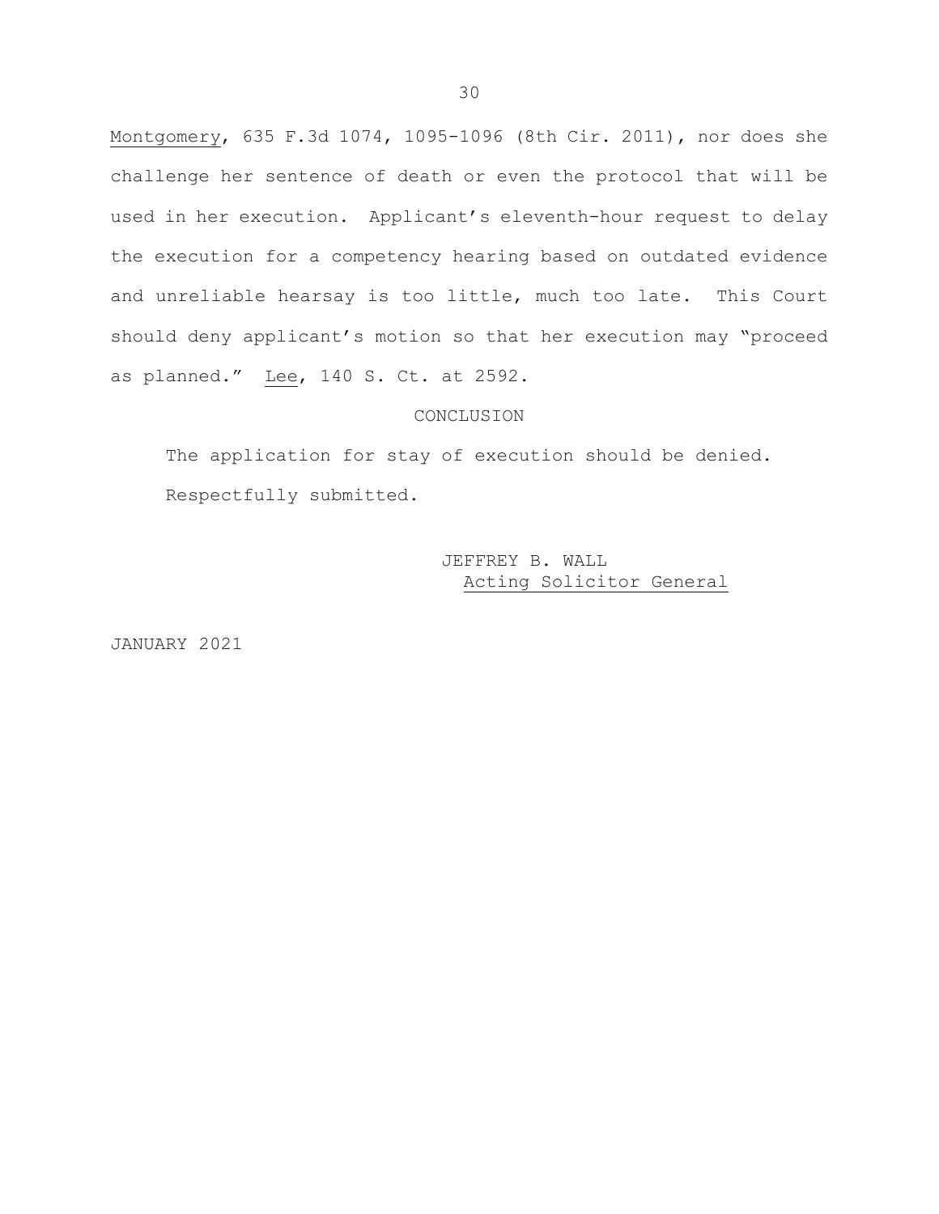Montgomery, 635 F.3d 1074, 1095-1096 (8th Cir. 2011), nor does she challenge her sentence of death or even the protocol that will be used in her execution. Applicant's eleventh-hour request to delay the execution for a competency hearing based on outdated evidence and unreliable hearsay is too little, much too late. This Court should deny applicant's motion so that her execution may "proceed as planned." Lee, 140 S. Ct. at 2592.

## CONCLUSION

The application for stay of execution should be denied.

Respectfully submitted.

JEFFREY B. WALL
Acting Solicitor General

JANUARY 2021